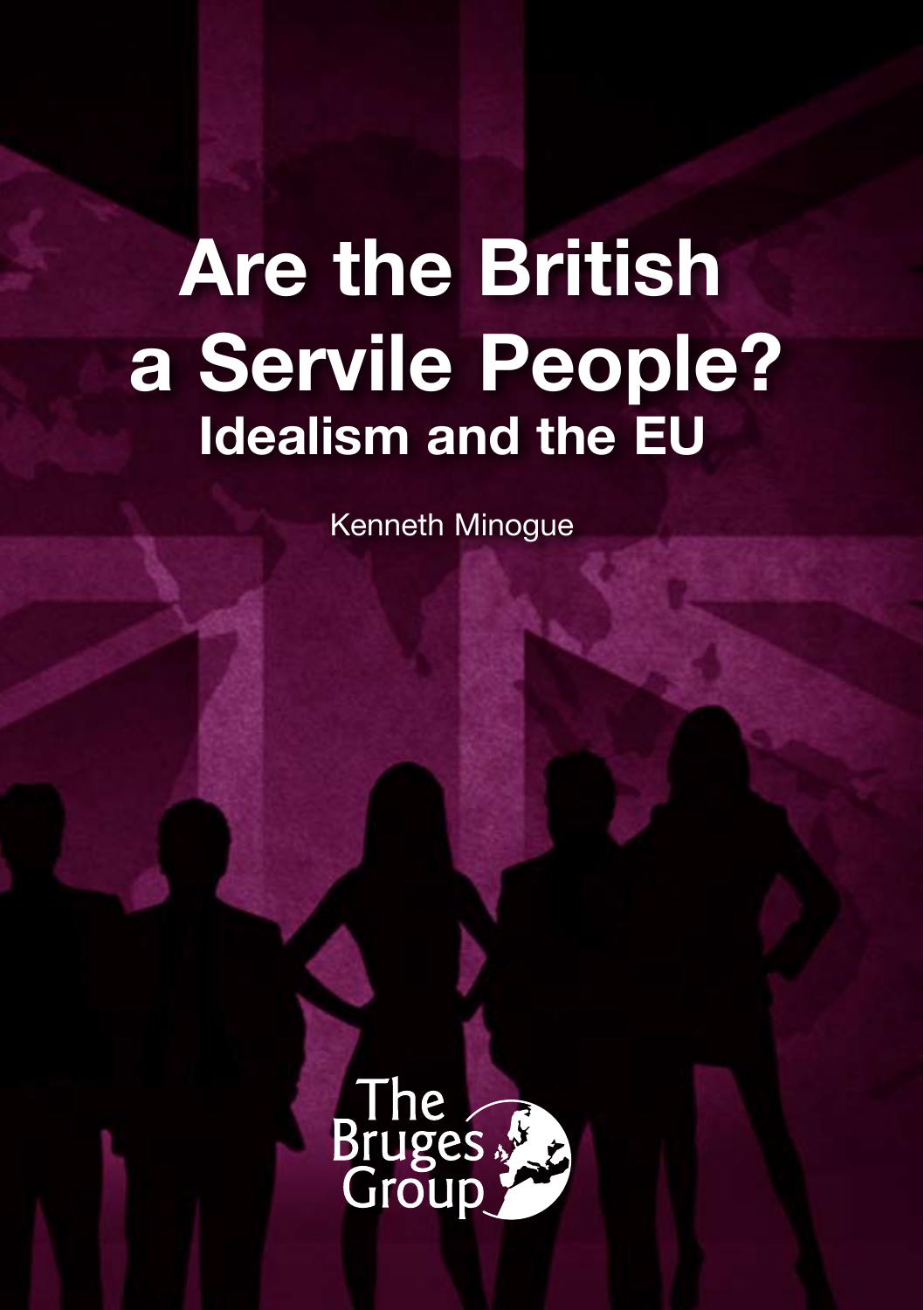# Are the British a Servile People?

## Idealism and the EU

Kenneth Minogue

The Bruges Group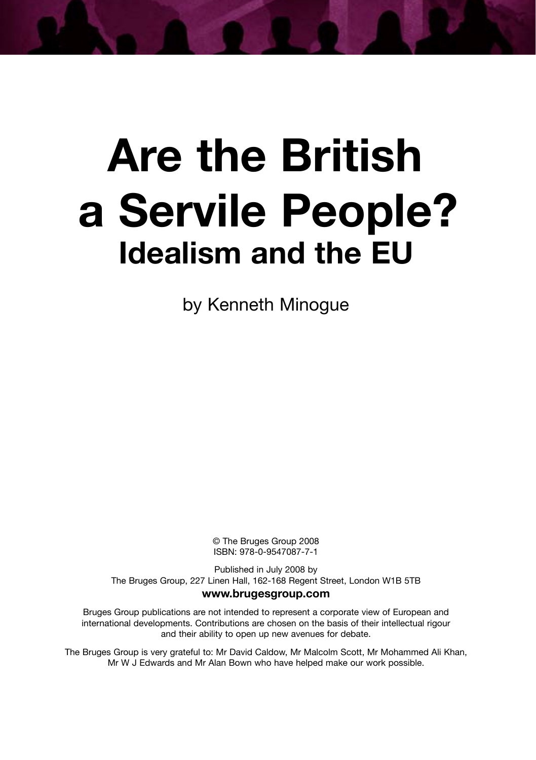# Are the British a Servile People?

## Idealism and the EU

by Kenneth Minogue

© The Bruges Group 2008
ISBN: 978-0-9547087-7-1

Published in July 2008 by
The Bruges Group, 227 Linen Hall, 162-168 Regent Street, London W1B 5TB

**www.brugesgroup.com**

Bruges Group publications are not intended to represent a corporate view of European and international developments. Contributions are chosen on the basis of their intellectual rigour and their ability to open up new avenues for debate.

The Bruges Group is very grateful to: Mr David Caldow, Mr Malcolm Scott, Mr Mohammed Ali Khan, Mr W J Edwards and Mr Alan Bown who have helped make our work possible.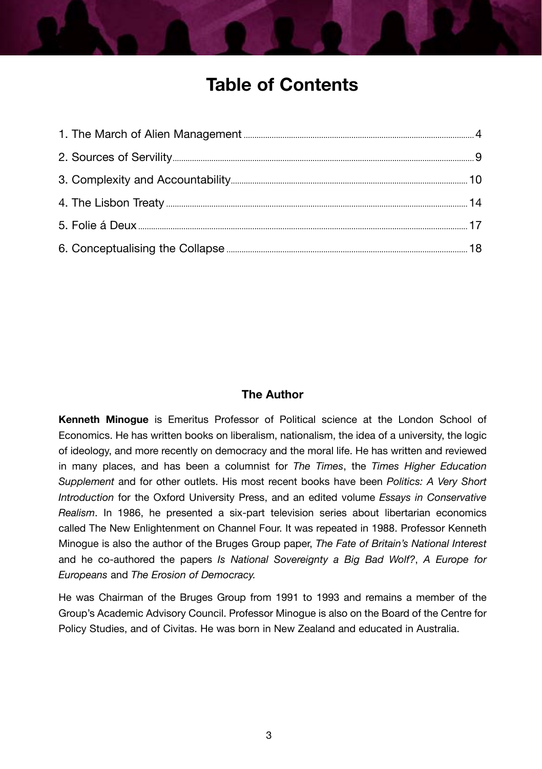# Table of Contents

1. The March of Alien Management ........ 4
2. Sources of Servility ........ 9
3. Complexity and Accountability ........ 10
4. The Lisbon Treaty ........ 14
5. Folie á Deux ........ 17
6. Conceptualising the Collapse ........ 18

## The Author

**Kenneth Minogue** is Emeritus Professor of Political science at the London School of Economics. He has written books on liberalism, nationalism, the idea of a university, the logic of ideology, and more recently on democracy and the moral life. He has written and reviewed in many places, and has been a columnist for *The Times*, the *Times Higher Education Supplement* and for other outlets. His most recent books have been *Politics: A Very Short Introduction* for the Oxford University Press, and an edited volume *Essays in Conservative Realism*. In 1986, he presented a six-part television series about libertarian economics called The New Enlightenment on Channel Four. It was repeated in 1988. Professor Kenneth Minogue is also the author of the Bruges Group paper, *The Fate of Britain's National Interest* and he co-authored the papers *Is National Sovereignty a Big Bad Wolf?*, *A Europe for Europeans* and *The Erosion of Democracy.*

He was Chairman of the Bruges Group from 1991 to 1993 and remains a member of the Group's Academic Advisory Council. Professor Minogue is also on the Board of the Centre for Policy Studies, and of Civitas. He was born in New Zealand and educated in Australia.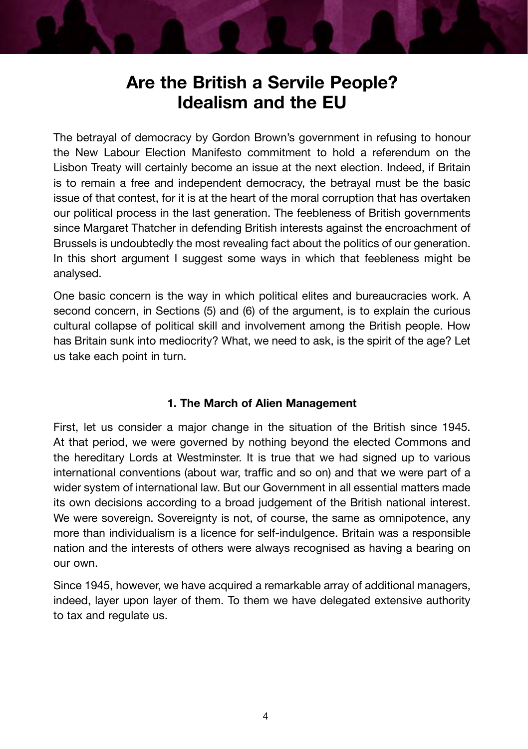# Are the British a Servile People? Idealism and the EU

The betrayal of democracy by Gordon Brown's government in refusing to honour the New Labour Election Manifesto commitment to hold a referendum on the Lisbon Treaty will certainly become an issue at the next election. Indeed, if Britain is to remain a free and independent democracy, the betrayal must be the basic issue of that contest, for it is at the heart of the moral corruption that has overtaken our political process in the last generation. The feebleness of British governments since Margaret Thatcher in defending British interests against the encroachment of Brussels is undoubtedly the most revealing fact about the politics of our generation. In this short argument I suggest some ways in which that feebleness might be analysed.

One basic concern is the way in which political elites and bureaucracies work. A second concern, in Sections (5) and (6) of the argument, is to explain the curious cultural collapse of political skill and involvement among the British people. How has Britain sunk into mediocrity? What, we need to ask, is the spirit of the age? Let us take each point in turn.

### 1. The March of Alien Management

First, let us consider a major change in the situation of the British since 1945. At that period, we were governed by nothing beyond the elected Commons and the hereditary Lords at Westminster. It is true that we had signed up to various international conventions (about war, traffic and so on) and that we were part of a wider system of international law. But our Government in all essential matters made its own decisions according to a broad judgement of the British national interest. We were sovereign. Sovereignty is not, of course, the same as omnipotence, any more than individualism is a licence for self-indulgence. Britain was a responsible nation and the interests of others were always recognised as having a bearing on our own.

Since 1945, however, we have acquired a remarkable array of additional managers, indeed, layer upon layer of them. To them we have delegated extensive authority to tax and regulate us.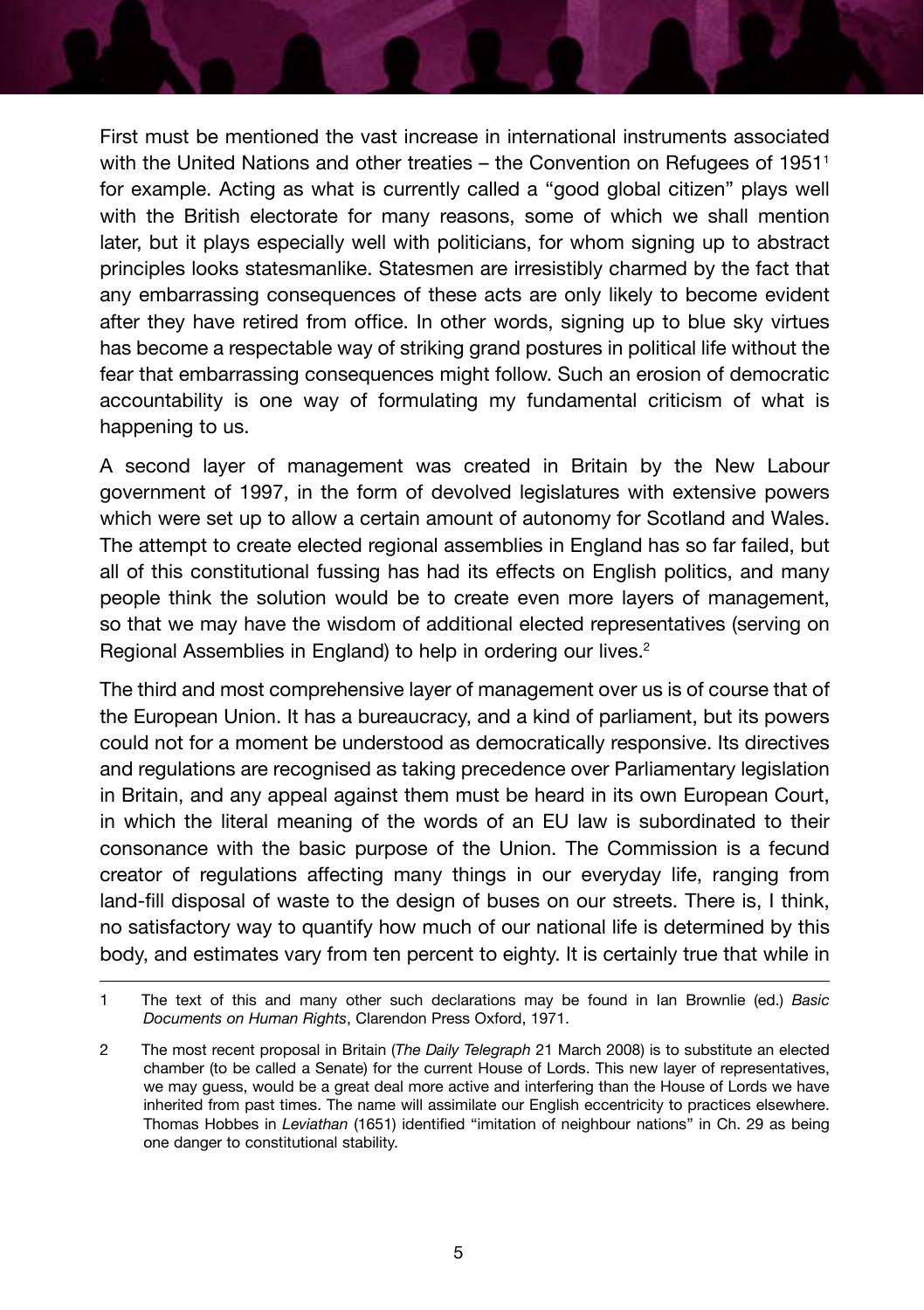First must be mentioned the vast increase in international instruments associated with the United Nations and other treaties – the Convention on Refugees of 1951[1] for example. Acting as what is currently called a "good global citizen" plays well with the British electorate for many reasons, some of which we shall mention later, but it plays especially well with politicians, for whom signing up to abstract principles looks statesmanlike. Statesmen are irresistibly charmed by the fact that any embarrassing consequences of these acts are only likely to become evident after they have retired from office. In other words, signing up to blue sky virtues has become a respectable way of striking grand postures in political life without the fear that embarrassing consequences might follow. Such an erosion of democratic accountability is one way of formulating my fundamental criticism of what is happening to us.

A second layer of management was created in Britain by the New Labour government of 1997, in the form of devolved legislatures with extensive powers which were set up to allow a certain amount of autonomy for Scotland and Wales. The attempt to create elected regional assemblies in England has so far failed, but all of this constitutional fussing has had its effects on English politics, and many people think the solution would be to create even more layers of management, so that we may have the wisdom of additional elected representatives (serving on Regional Assemblies in England) to help in ordering our lives.[2]

The third and most comprehensive layer of management over us is of course that of the European Union. It has a bureaucracy, and a kind of parliament, but its powers could not for a moment be understood as democratically responsive. Its directives and regulations are recognised as taking precedence over Parliamentary legislation in Britain, and any appeal against them must be heard in its own European Court, in which the literal meaning of the words of an EU law is subordinated to their consonance with the basic purpose of the Union. The Commission is a fecund creator of regulations affecting many things in our everyday life, ranging from land-fill disposal of waste to the design of buses on our streets. There is, I think, no satisfactory way to quantify how much of our national life is determined by this body, and estimates vary from ten percent to eighty. It is certainly true that while in

---

1 The text of this and many other such declarations may be found in Ian Brownlie (ed.) *Basic Documents on Human Rights*, Clarendon Press Oxford, 1971.

2 The most recent proposal in Britain (*The Daily Telegraph* 21 March 2008) is to substitute an elected chamber (to be called a Senate) for the current House of Lords. This new layer of representatives, we may guess, would be a great deal more active and interfering than the House of Lords we have inherited from past times. The name will assimilate our English eccentricity to practices elsewhere. Thomas Hobbes in *Leviathan* (1651) identified "imitation of neighbour nations" in Ch. 29 as being one danger to constitutional stability.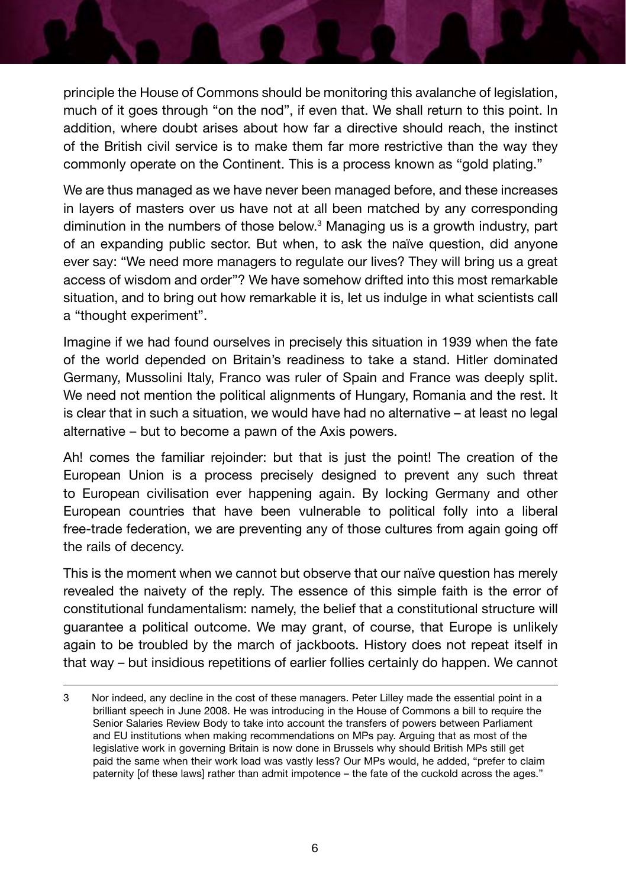principle the House of Commons should be monitoring this avalanche of legislation, much of it goes through "on the nod", if even that. We shall return to this point. In addition, where doubt arises about how far a directive should reach, the instinct of the British civil service is to make them far more restrictive than the way they commonly operate on the Continent. This is a process known as "gold plating."

We are thus managed as we have never been managed before, and these increases in layers of masters over us have not at all been matched by any corresponding diminution in the numbers of those below.[3] Managing us is a growth industry, part of an expanding public sector. But when, to ask the naïve question, did anyone ever say: "We need more managers to regulate our lives? They will bring us a great access of wisdom and order"? We have somehow drifted into this most remarkable situation, and to bring out how remarkable it is, let us indulge in what scientists call a "thought experiment".

Imagine if we had found ourselves in precisely this situation in 1939 when the fate of the world depended on Britain's readiness to take a stand. Hitler dominated Germany, Mussolini Italy, Franco was ruler of Spain and France was deeply split. We need not mention the political alignments of Hungary, Romania and the rest. It is clear that in such a situation, we would have had no alternative – at least no legal alternative – but to become a pawn of the Axis powers.

Ah! comes the familiar rejoinder: but that is just the point! The creation of the European Union is a process precisely designed to prevent any such threat to European civilisation ever happening again. By locking Germany and other European countries that have been vulnerable to political folly into a liberal free-trade federation, we are preventing any of those cultures from again going off the rails of decency.

This is the moment when we cannot but observe that our naïve question has merely revealed the naivety of the reply. The essence of this simple faith is the error of constitutional fundamentalism: namely, the belief that a constitutional structure will guarantee a political outcome. We may grant, of course, that Europe is unlikely again to be troubled by the march of jackboots. History does not repeat itself in that way – but insidious repetitions of earlier follies certainly do happen. We cannot

---

3 Nor indeed, any decline in the cost of these managers. Peter Lilley made the essential point in a brilliant speech in June 2008. He was introducing in the House of Commons a bill to require the Senior Salaries Review Body to take into account the transfers of powers between Parliament and EU institutions when making recommendations on MPs pay. Arguing that as most of the legislative work in governing Britain is now done in Brussels why should British MPs still get paid the same when their work load was vastly less? Our MPs would, he added, "prefer to claim paternity [of these laws] rather than admit impotence – the fate of the cuckold across the ages."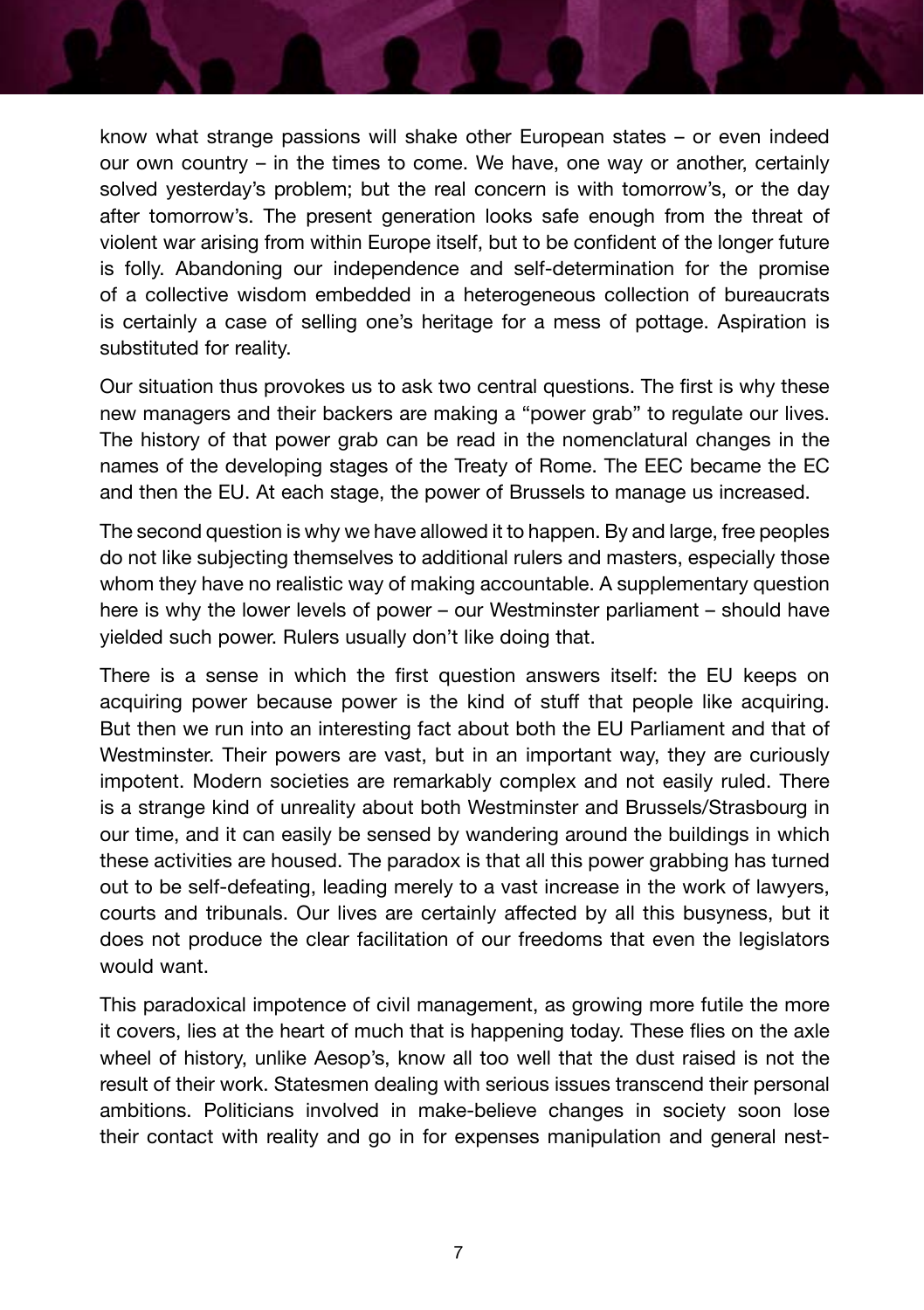know what strange passions will shake other European states – or even indeed our own country – in the times to come. We have, one way or another, certainly solved yesterday's problem; but the real concern is with tomorrow's, or the day after tomorrow's. The present generation looks safe enough from the threat of violent war arising from within Europe itself, but to be confident of the longer future is folly. Abandoning our independence and self-determination for the promise of a collective wisdom embedded in a heterogeneous collection of bureaucrats is certainly a case of selling one's heritage for a mess of pottage. Aspiration is substituted for reality.

Our situation thus provokes us to ask two central questions. The first is why these new managers and their backers are making a "power grab" to regulate our lives. The history of that power grab can be read in the nomenclatural changes in the names of the developing stages of the Treaty of Rome. The EEC became the EC and then the EU. At each stage, the power of Brussels to manage us increased.

The second question is why we have allowed it to happen. By and large, free peoples do not like subjecting themselves to additional rulers and masters, especially those whom they have no realistic way of making accountable. A supplementary question here is why the lower levels of power – our Westminster parliament – should have yielded such power. Rulers usually don't like doing that.

There is a sense in which the first question answers itself: the EU keeps on acquiring power because power is the kind of stuff that people like acquiring. But then we run into an interesting fact about both the EU Parliament and that of Westminster. Their powers are vast, but in an important way, they are curiously impotent. Modern societies are remarkably complex and not easily ruled. There is a strange kind of unreality about both Westminster and Brussels/Strasbourg in our time, and it can easily be sensed by wandering around the buildings in which these activities are housed. The paradox is that all this power grabbing has turned out to be self-defeating, leading merely to a vast increase in the work of lawyers, courts and tribunals. Our lives are certainly affected by all this busyness, but it does not produce the clear facilitation of our freedoms that even the legislators would want.

This paradoxical impotence of civil management, as growing more futile the more it covers, lies at the heart of much that is happening today. These flies on the axle wheel of history, unlike Aesop's, know all too well that the dust raised is not the result of their work. Statesmen dealing with serious issues transcend their personal ambitions. Politicians involved in make-believe changes in society soon lose their contact with reality and go in for expenses manipulation and general nest-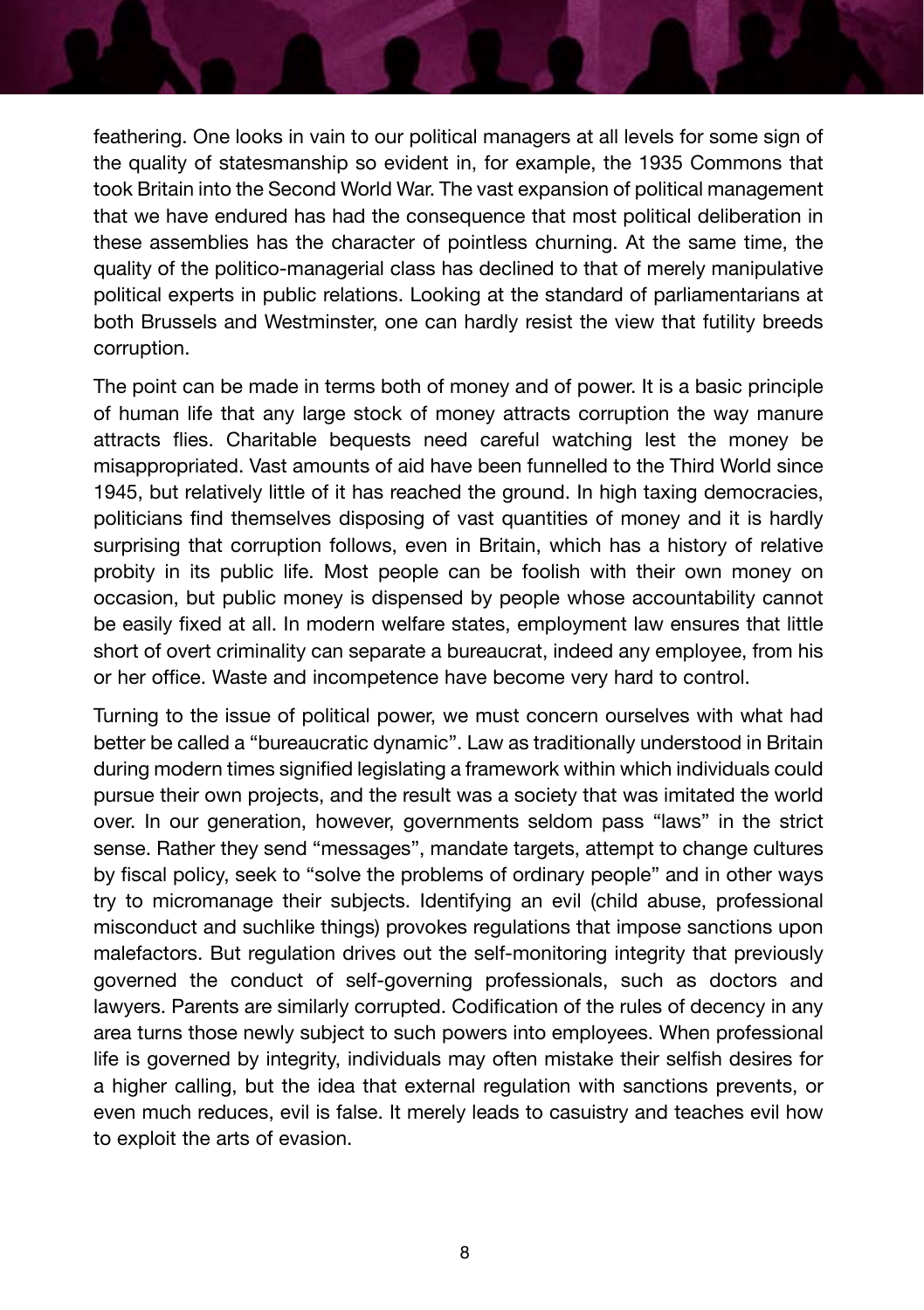feathering. One looks in vain to our political managers at all levels for some sign of the quality of statesmanship so evident in, for example, the 1935 Commons that took Britain into the Second World War. The vast expansion of political management that we have endured has had the consequence that most political deliberation in these assemblies has the character of pointless churning. At the same time, the quality of the politico-managerial class has declined to that of merely manipulative political experts in public relations. Looking at the standard of parliamentarians at both Brussels and Westminster, one can hardly resist the view that futility breeds corruption.

The point can be made in terms both of money and of power. It is a basic principle of human life that any large stock of money attracts corruption the way manure attracts flies. Charitable bequests need careful watching lest the money be misappropriated. Vast amounts of aid have been funnelled to the Third World since 1945, but relatively little of it has reached the ground. In high taxing democracies, politicians find themselves disposing of vast quantities of money and it is hardly surprising that corruption follows, even in Britain, which has a history of relative probity in its public life. Most people can be foolish with their own money on occasion, but public money is dispensed by people whose accountability cannot be easily fixed at all. In modern welfare states, employment law ensures that little short of overt criminality can separate a bureaucrat, indeed any employee, from his or her office. Waste and incompetence have become very hard to control.

Turning to the issue of political power, we must concern ourselves with what had better be called a "bureaucratic dynamic". Law as traditionally understood in Britain during modern times signified legislating a framework within which individuals could pursue their own projects, and the result was a society that was imitated the world over. In our generation, however, governments seldom pass "laws" in the strict sense. Rather they send "messages", mandate targets, attempt to change cultures by fiscal policy, seek to "solve the problems of ordinary people" and in other ways try to micromanage their subjects. Identifying an evil (child abuse, professional misconduct and suchlike things) provokes regulations that impose sanctions upon malefactors. But regulation drives out the self-monitoring integrity that previously governed the conduct of self-governing professionals, such as doctors and lawyers. Parents are similarly corrupted. Codification of the rules of decency in any area turns those newly subject to such powers into employees. When professional life is governed by integrity, individuals may often mistake their selfish desires for a higher calling, but the idea that external regulation with sanctions prevents, or even much reduces, evil is false. It merely leads to casuistry and teaches evil how to exploit the arts of evasion.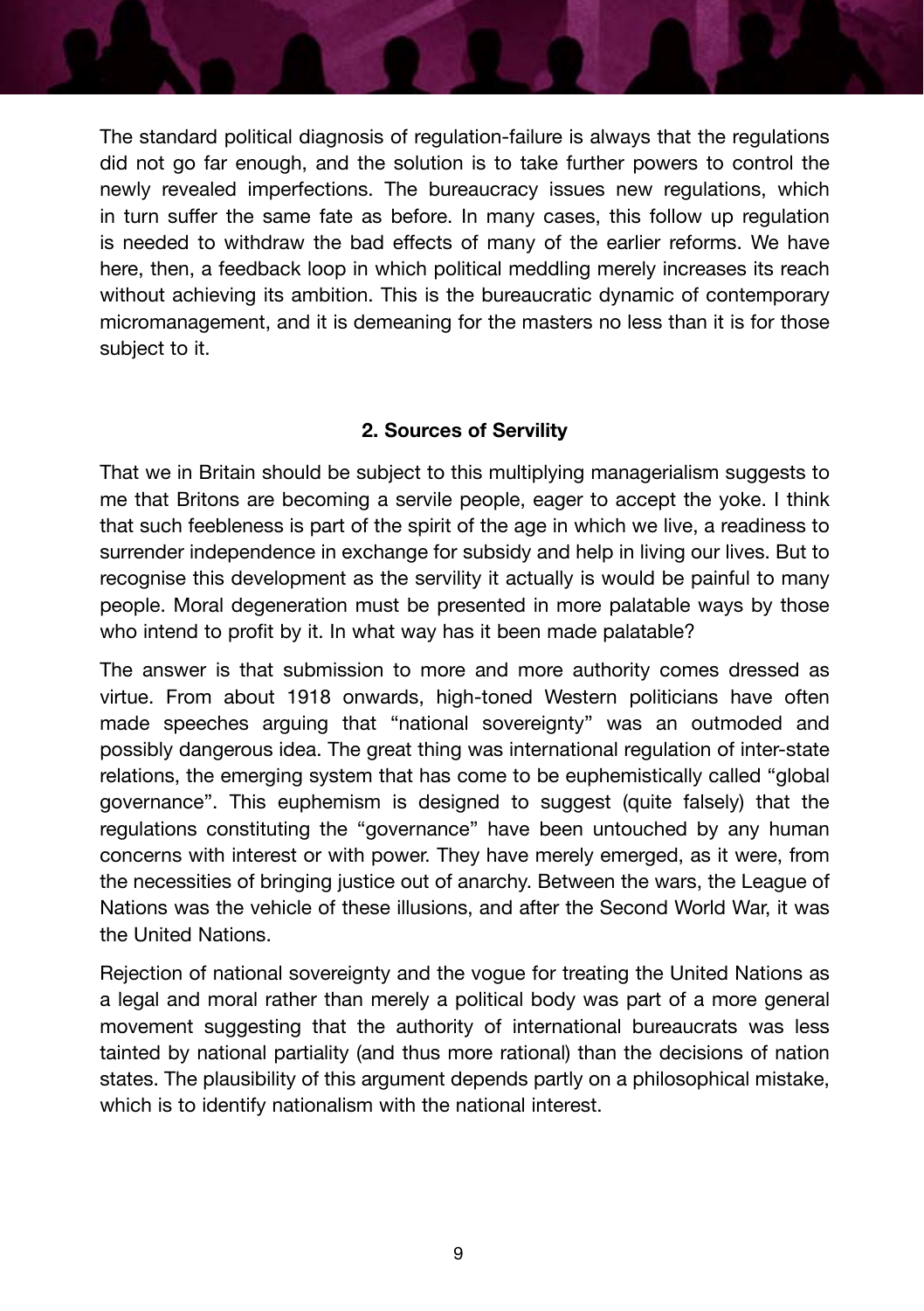The standard political diagnosis of regulation-failure is always that the regulations did not go far enough, and the solution is to take further powers to control the newly revealed imperfections. The bureaucracy issues new regulations, which in turn suffer the same fate as before. In many cases, this follow up regulation is needed to withdraw the bad effects of many of the earlier reforms. We have here, then, a feedback loop in which political meddling merely increases its reach without achieving its ambition. This is the bureaucratic dynamic of contemporary micromanagement, and it is demeaning for the masters no less than it is for those subject to it.

## 2. Sources of Servility

That we in Britain should be subject to this multiplying managerialism suggests to me that Britons are becoming a servile people, eager to accept the yoke. I think that such feebleness is part of the spirit of the age in which we live, a readiness to surrender independence in exchange for subsidy and help in living our lives. But to recognise this development as the servility it actually is would be painful to many people. Moral degeneration must be presented in more palatable ways by those who intend to profit by it. In what way has it been made palatable?

The answer is that submission to more and more authority comes dressed as virtue. From about 1918 onwards, high-toned Western politicians have often made speeches arguing that "national sovereignty" was an outmoded and possibly dangerous idea. The great thing was international regulation of inter-state relations, the emerging system that has come to be euphemistically called "global governance". This euphemism is designed to suggest (quite falsely) that the regulations constituting the "governance" have been untouched by any human concerns with interest or with power. They have merely emerged, as it were, from the necessities of bringing justice out of anarchy. Between the wars, the League of Nations was the vehicle of these illusions, and after the Second World War, it was the United Nations.

Rejection of national sovereignty and the vogue for treating the United Nations as a legal and moral rather than merely a political body was part of a more general movement suggesting that the authority of international bureaucrats was less tainted by national partiality (and thus more rational) than the decisions of nation states. The plausibility of this argument depends partly on a philosophical mistake, which is to identify nationalism with the national interest.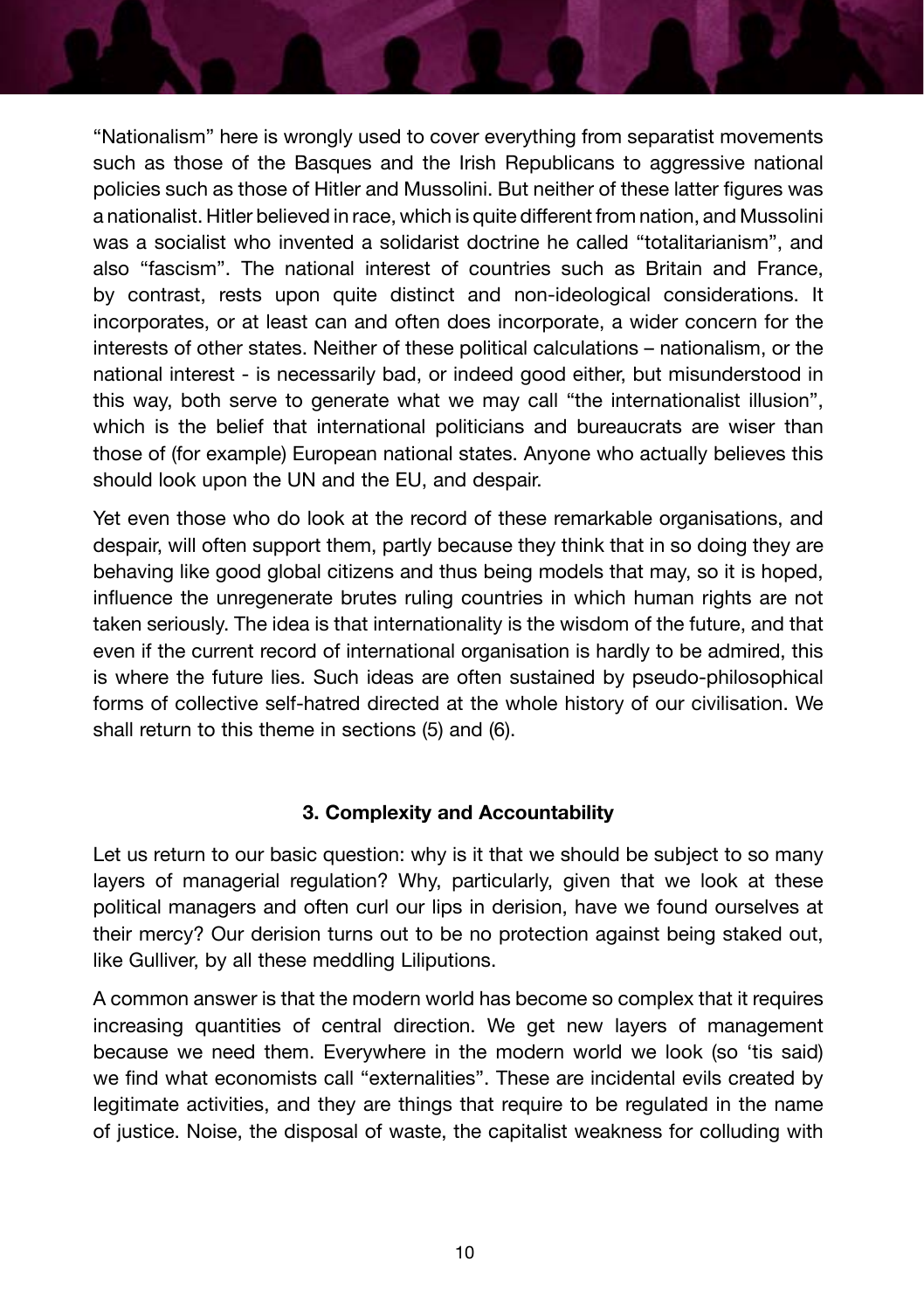"Nationalism" here is wrongly used to cover everything from separatist movements such as those of the Basques and the Irish Republicans to aggressive national policies such as those of Hitler and Mussolini. But neither of these latter figures was a nationalist. Hitler believed in race, which is quite different from nation, and Mussolini was a socialist who invented a solidarist doctrine he called "totalitarianism", and also "fascism". The national interest of countries such as Britain and France, by contrast, rests upon quite distinct and non-ideological considerations. It incorporates, or at least can and often does incorporate, a wider concern for the interests of other states. Neither of these political calculations – nationalism, or the national interest - is necessarily bad, or indeed good either, but misunderstood in this way, both serve to generate what we may call "the internationalist illusion", which is the belief that international politicians and bureaucrats are wiser than those of (for example) European national states. Anyone who actually believes this should look upon the UN and the EU, and despair.

Yet even those who do look at the record of these remarkable organisations, and despair, will often support them, partly because they think that in so doing they are behaving like good global citizens and thus being models that may, so it is hoped, influence the unregenerate brutes ruling countries in which human rights are not taken seriously. The idea is that internationality is the wisdom of the future, and that even if the current record of international organisation is hardly to be admired, this is where the future lies. Such ideas are often sustained by pseudo-philosophical forms of collective self-hatred directed at the whole history of our civilisation. We shall return to this theme in sections (5) and (6).

### 3. Complexity and Accountability

Let us return to our basic question: why is it that we should be subject to so many layers of managerial regulation? Why, particularly, given that we look at these political managers and often curl our lips in derision, have we found ourselves at their mercy? Our derision turns out to be no protection against being staked out, like Gulliver, by all these meddling Liliputions.

A common answer is that the modern world has become so complex that it requires increasing quantities of central direction. We get new layers of management because we need them. Everywhere in the modern world we look (so 'tis said) we find what economists call "externalities". These are incidental evils created by legitimate activities, and they are things that require to be regulated in the name of justice. Noise, the disposal of waste, the capitalist weakness for colluding with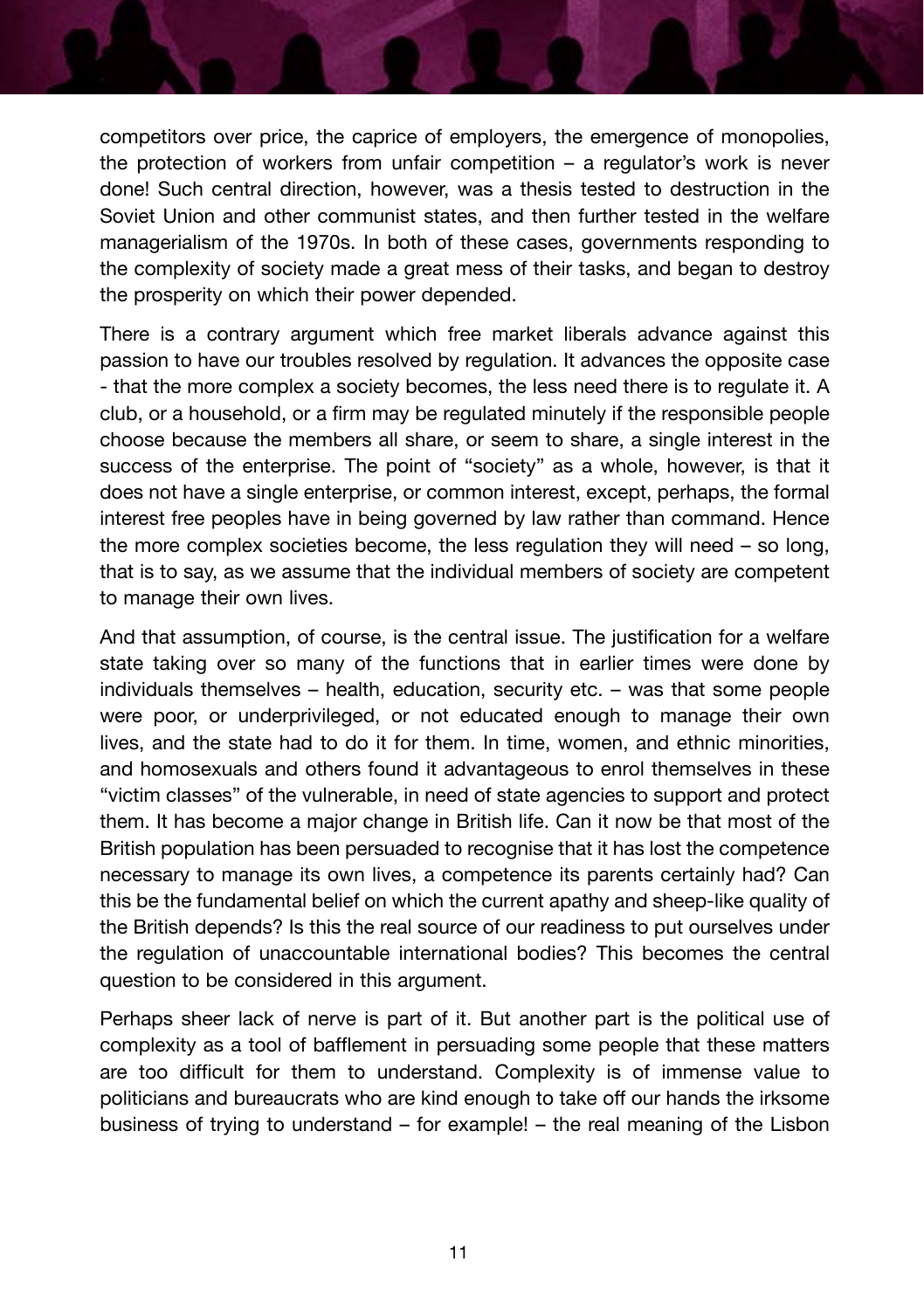competitors over price, the caprice of employers, the emergence of monopolies, the protection of workers from unfair competition – a regulator's work is never done! Such central direction, however, was a thesis tested to destruction in the Soviet Union and other communist states, and then further tested in the welfare managerialism of the 1970s. In both of these cases, governments responding to the complexity of society made a great mess of their tasks, and began to destroy the prosperity on which their power depended.

There is a contrary argument which free market liberals advance against this passion to have our troubles resolved by regulation. It advances the opposite case - that the more complex a society becomes, the less need there is to regulate it. A club, or a household, or a firm may be regulated minutely if the responsible people choose because the members all share, or seem to share, a single interest in the success of the enterprise. The point of "society" as a whole, however, is that it does not have a single enterprise, or common interest, except, perhaps, the formal interest free peoples have in being governed by law rather than command. Hence the more complex societies become, the less regulation they will need – so long, that is to say, as we assume that the individual members of society are competent to manage their own lives.

And that assumption, of course, is the central issue. The justification for a welfare state taking over so many of the functions that in earlier times were done by individuals themselves – health, education, security etc. – was that some people were poor, or underprivileged, or not educated enough to manage their own lives, and the state had to do it for them. In time, women, and ethnic minorities, and homosexuals and others found it advantageous to enrol themselves in these "victim classes" of the vulnerable, in need of state agencies to support and protect them. It has become a major change in British life. Can it now be that most of the British population has been persuaded to recognise that it has lost the competence necessary to manage its own lives, a competence its parents certainly had? Can this be the fundamental belief on which the current apathy and sheep-like quality of the British depends? Is this the real source of our readiness to put ourselves under the regulation of unaccountable international bodies? This becomes the central question to be considered in this argument.

Perhaps sheer lack of nerve is part of it. But another part is the political use of complexity as a tool of bafflement in persuading some people that these matters are too difficult for them to understand. Complexity is of immense value to politicians and bureaucrats who are kind enough to take off our hands the irksome business of trying to understand – for example! – the real meaning of the Lisbon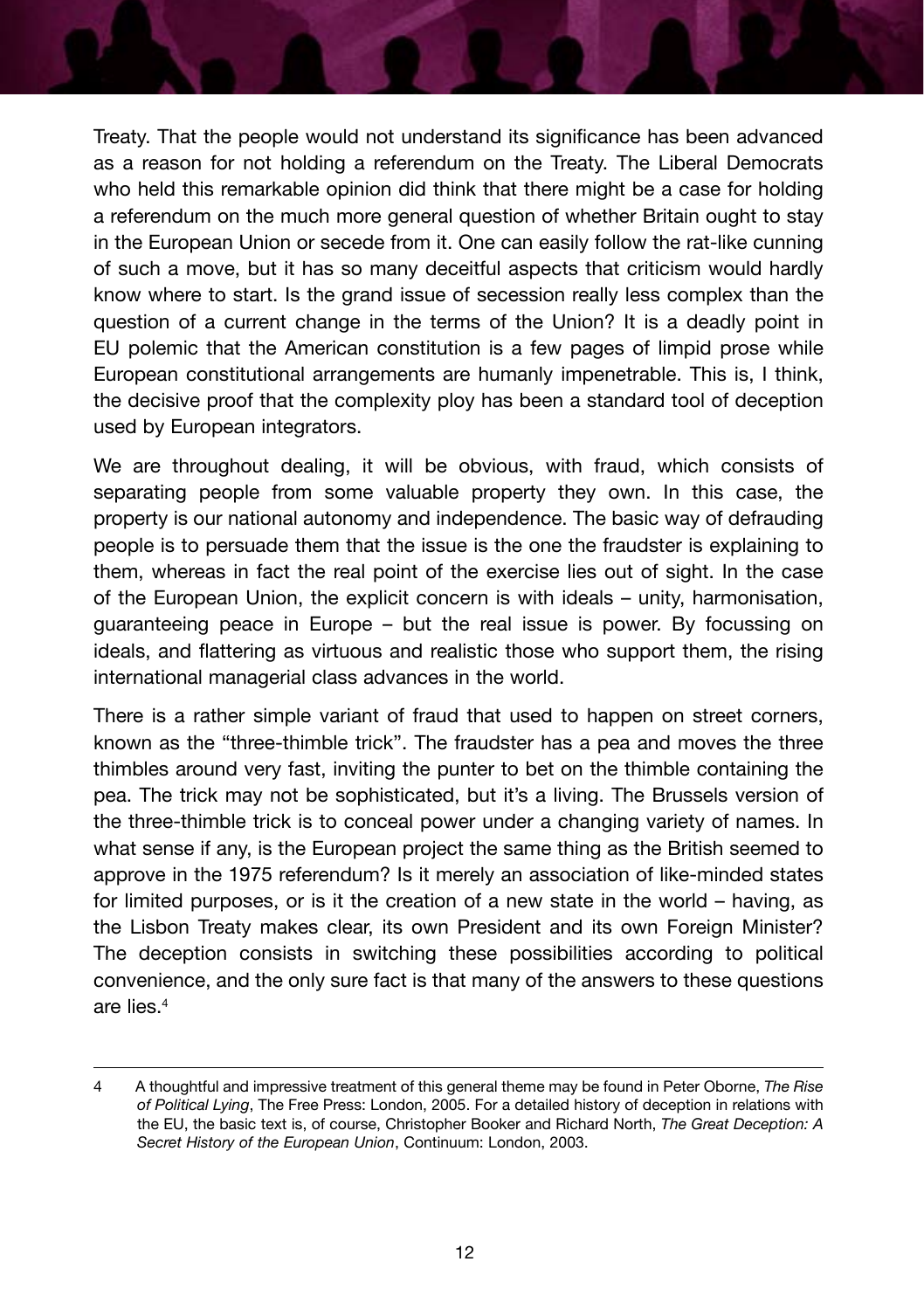Treaty. That the people would not understand its significance has been advanced as a reason for not holding a referendum on the Treaty. The Liberal Democrats who held this remarkable opinion did think that there might be a case for holding a referendum on the much more general question of whether Britain ought to stay in the European Union or secede from it. One can easily follow the rat-like cunning of such a move, but it has so many deceitful aspects that criticism would hardly know where to start. Is the grand issue of secession really less complex than the question of a current change in the terms of the Union? It is a deadly point in EU polemic that the American constitution is a few pages of limpid prose while European constitutional arrangements are humanly impenetrable. This is, I think, the decisive proof that the complexity ploy has been a standard tool of deception used by European integrators.

We are throughout dealing, it will be obvious, with fraud, which consists of separating people from some valuable property they own. In this case, the property is our national autonomy and independence. The basic way of defrauding people is to persuade them that the issue is the one the fraudster is explaining to them, whereas in fact the real point of the exercise lies out of sight. In the case of the European Union, the explicit concern is with ideals – unity, harmonisation, guaranteeing peace in Europe – but the real issue is power. By focussing on ideals, and flattering as virtuous and realistic those who support them, the rising international managerial class advances in the world.

There is a rather simple variant of fraud that used to happen on street corners, known as the "three-thimble trick". The fraudster has a pea and moves the three thimbles around very fast, inviting the punter to bet on the thimble containing the pea. The trick may not be sophisticated, but it's a living. The Brussels version of the three-thimble trick is to conceal power under a changing variety of names. In what sense if any, is the European project the same thing as the British seemed to approve in the 1975 referendum? Is it merely an association of like-minded states for limited purposes, or is it the creation of a new state in the world – having, as the Lisbon Treaty makes clear, its own President and its own Foreign Minister? The deception consists in switching these possibilities according to political convenience, and the only sure fact is that many of the answers to these questions are lies.[4]

---

4 A thoughtful and impressive treatment of this general theme may be found in Peter Oborne, *The Rise of Political Lying*, The Free Press: London, 2005. For a detailed history of deception in relations with the EU, the basic text is, of course, Christopher Booker and Richard North, *The Great Deception: A Secret History of the European Union*, Continuum: London, 2003.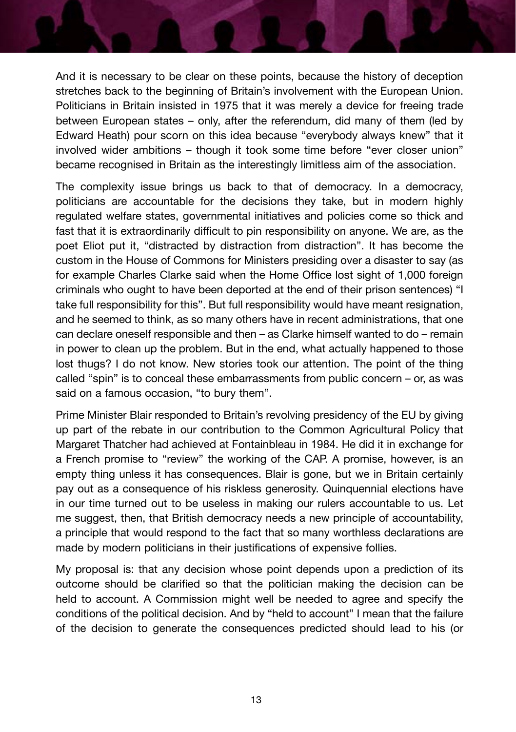And it is necessary to be clear on these points, because the history of deception stretches back to the beginning of Britain's involvement with the European Union. Politicians in Britain insisted in 1975 that it was merely a device for freeing trade between European states – only, after the referendum, did many of them (led by Edward Heath) pour scorn on this idea because "everybody always knew" that it involved wider ambitions – though it took some time before "ever closer union" became recognised in Britain as the interestingly limitless aim of the association.

The complexity issue brings us back to that of democracy. In a democracy, politicians are accountable for the decisions they take, but in modern highly regulated welfare states, governmental initiatives and policies come so thick and fast that it is extraordinarily difficult to pin responsibility on anyone. We are, as the poet Eliot put it, "distracted by distraction from distraction". It has become the custom in the House of Commons for Ministers presiding over a disaster to say (as for example Charles Clarke said when the Home Office lost sight of 1,000 foreign criminals who ought to have been deported at the end of their prison sentences) "I take full responsibility for this". But full responsibility would have meant resignation, and he seemed to think, as so many others have in recent administrations, that one can declare oneself responsible and then – as Clarke himself wanted to do – remain in power to clean up the problem. But in the end, what actually happened to those lost thugs? I do not know. New stories took our attention. The point of the thing called "spin" is to conceal these embarrassments from public concern – or, as was said on a famous occasion, "to bury them".

Prime Minister Blair responded to Britain's revolving presidency of the EU by giving up part of the rebate in our contribution to the Common Agricultural Policy that Margaret Thatcher had achieved at Fontainbleau in 1984. He did it in exchange for a French promise to "review" the working of the CAP. A promise, however, is an empty thing unless it has consequences. Blair is gone, but we in Britain certainly pay out as a consequence of his riskless generosity. Quinquennial elections have in our time turned out to be useless in making our rulers accountable to us. Let me suggest, then, that British democracy needs a new principle of accountability, a principle that would respond to the fact that so many worthless declarations are made by modern politicians in their justifications of expensive follies.

My proposal is: that any decision whose point depends upon a prediction of its outcome should be clarified so that the politician making the decision can be held to account. A Commission might well be needed to agree and specify the conditions of the political decision. And by "held to account" I mean that the failure of the decision to generate the consequences predicted should lead to his (or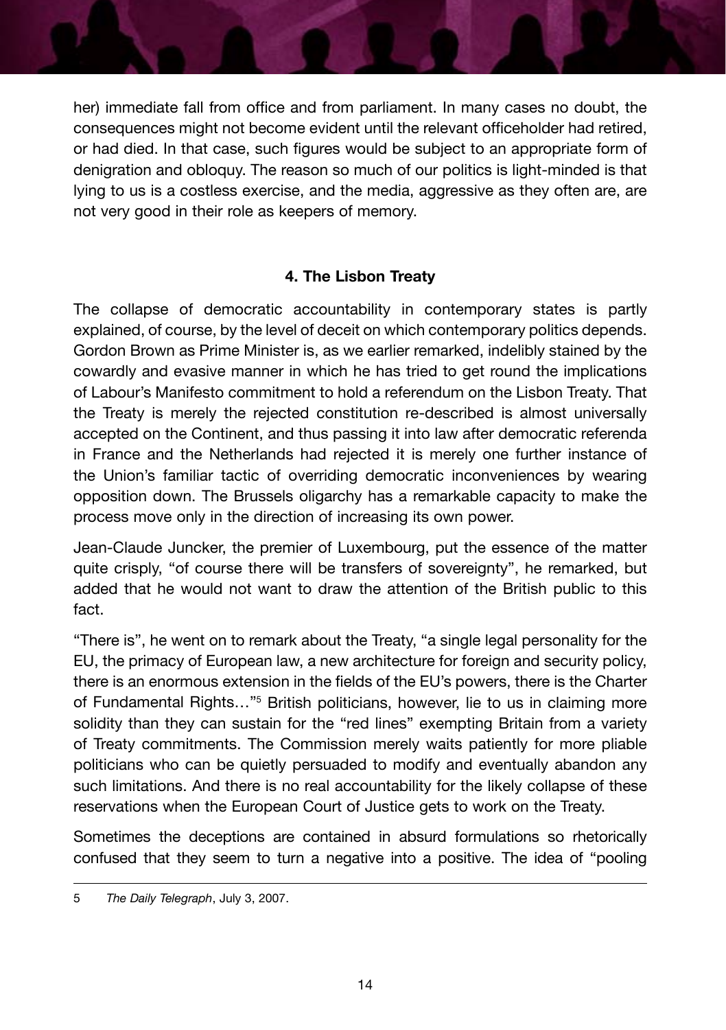her) immediate fall from office and from parliament. In many cases no doubt, the consequences might not become evident until the relevant officeholder had retired, or had died. In that case, such figures would be subject to an appropriate form of denigration and obloquy. The reason so much of our politics is light-minded is that lying to us is a costless exercise, and the media, aggressive as they often are, are not very good in their role as keepers of memory.

## 4. The Lisbon Treaty

The collapse of democratic accountability in contemporary states is partly explained, of course, by the level of deceit on which contemporary politics depends. Gordon Brown as Prime Minister is, as we earlier remarked, indelibly stained by the cowardly and evasive manner in which he has tried to get round the implications of Labour's Manifesto commitment to hold a referendum on the Lisbon Treaty. That the Treaty is merely the rejected constitution re-described is almost universally accepted on the Continent, and thus passing it into law after democratic referenda in France and the Netherlands had rejected it is merely one further instance of the Union's familiar tactic of overriding democratic inconveniences by wearing opposition down. The Brussels oligarchy has a remarkable capacity to make the process move only in the direction of increasing its own power.

Jean-Claude Juncker, the premier of Luxembourg, put the essence of the matter quite crisply, "of course there will be transfers of sovereignty", he remarked, but added that he would not want to draw the attention of the British public to this fact.

"There is", he went on to remark about the Treaty, "a single legal personality for the EU, the primacy of European law, a new architecture for foreign and security policy, there is an enormous extension in the fields of the EU's powers, there is the Charter of Fundamental Rights…"[5] British politicians, however, lie to us in claiming more solidity than they can sustain for the "red lines" exempting Britain from a variety of Treaty commitments. The Commission merely waits patiently for more pliable politicians who can be quietly persuaded to modify and eventually abandon any such limitations. And there is no real accountability for the likely collapse of these reservations when the European Court of Justice gets to work on the Treaty.

Sometimes the deceptions are contained in absurd formulations so rhetorically confused that they seem to turn a negative into a positive. The idea of "pooling

---

5 *The Daily Telegraph*, July 3, 2007.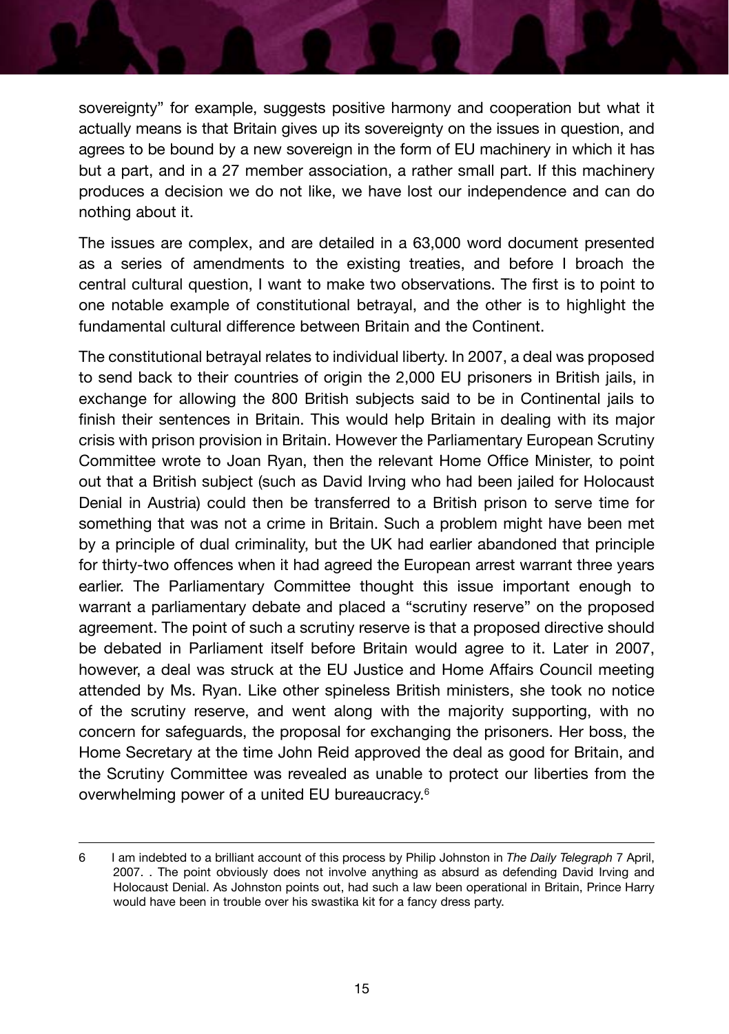sovereignty" for example, suggests positive harmony and cooperation but what it actually means is that Britain gives up its sovereignty on the issues in question, and agrees to be bound by a new sovereign in the form of EU machinery in which it has but a part, and in a 27 member association, a rather small part. If this machinery produces a decision we do not like, we have lost our independence and can do nothing about it.

The issues are complex, and are detailed in a 63,000 word document presented as a series of amendments to the existing treaties, and before I broach the central cultural question, I want to make two observations. The first is to point to one notable example of constitutional betrayal, and the other is to highlight the fundamental cultural difference between Britain and the Continent.

The constitutional betrayal relates to individual liberty. In 2007, a deal was proposed to send back to their countries of origin the 2,000 EU prisoners in British jails, in exchange for allowing the 800 British subjects said to be in Continental jails to finish their sentences in Britain. This would help Britain in dealing with its major crisis with prison provision in Britain. However the Parliamentary European Scrutiny Committee wrote to Joan Ryan, then the relevant Home Office Minister, to point out that a British subject (such as David Irving who had been jailed for Holocaust Denial in Austria) could then be transferred to a British prison to serve time for something that was not a crime in Britain. Such a problem might have been met by a principle of dual criminality, but the UK had earlier abandoned that principle for thirty-two offences when it had agreed the European arrest warrant three years earlier. The Parliamentary Committee thought this issue important enough to warrant a parliamentary debate and placed a "scrutiny reserve" on the proposed agreement. The point of such a scrutiny reserve is that a proposed directive should be debated in Parliament itself before Britain would agree to it. Later in 2007, however, a deal was struck at the EU Justice and Home Affairs Council meeting attended by Ms. Ryan. Like other spineless British ministers, she took no notice of the scrutiny reserve, and went along with the majority supporting, with no concern for safeguards, the proposal for exchanging the prisoners. Her boss, the Home Secretary at the time John Reid approved the deal as good for Britain, and the Scrutiny Committee was revealed as unable to protect our liberties from the overwhelming power of a united EU bureaucracy.[6]

---

6 I am indebted to a brilliant account of this process by Philip Johnston in *The Daily Telegraph* 7 April, 2007. . The point obviously does not involve anything as absurd as defending David Irving and Holocaust Denial. As Johnston points out, had such a law been operational in Britain, Prince Harry would have been in trouble over his swastika kit for a fancy dress party.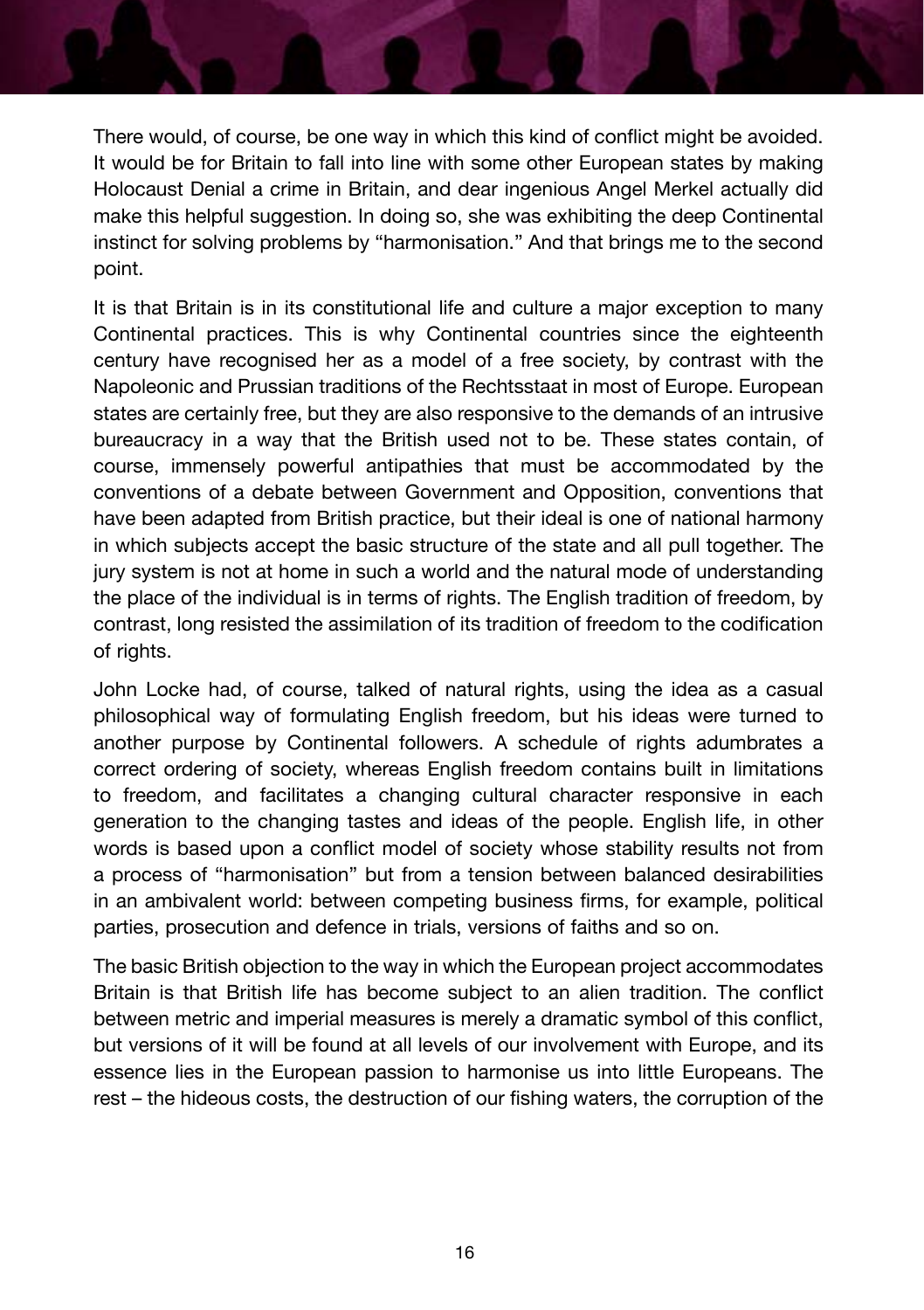There would, of course, be one way in which this kind of conflict might be avoided. It would be for Britain to fall into line with some other European states by making Holocaust Denial a crime in Britain, and dear ingenious Angel Merkel actually did make this helpful suggestion. In doing so, she was exhibiting the deep Continental instinct for solving problems by "harmonisation." And that brings me to the second point.

It is that Britain is in its constitutional life and culture a major exception to many Continental practices. This is why Continental countries since the eighteenth century have recognised her as a model of a free society, by contrast with the Napoleonic and Prussian traditions of the Rechtsstaat in most of Europe. European states are certainly free, but they are also responsive to the demands of an intrusive bureaucracy in a way that the British used not to be. These states contain, of course, immensely powerful antipathies that must be accommodated by the conventions of a debate between Government and Opposition, conventions that have been adapted from British practice, but their ideal is one of national harmony in which subjects accept the basic structure of the state and all pull together. The jury system is not at home in such a world and the natural mode of understanding the place of the individual is in terms of rights. The English tradition of freedom, by contrast, long resisted the assimilation of its tradition of freedom to the codification of rights.

John Locke had, of course, talked of natural rights, using the idea as a casual philosophical way of formulating English freedom, but his ideas were turned to another purpose by Continental followers. A schedule of rights adumbrates a correct ordering of society, whereas English freedom contains built in limitations to freedom, and facilitates a changing cultural character responsive in each generation to the changing tastes and ideas of the people. English life, in other words is based upon a conflict model of society whose stability results not from a process of "harmonisation" but from a tension between balanced desirabilities in an ambivalent world: between competing business firms, for example, political parties, prosecution and defence in trials, versions of faiths and so on.

The basic British objection to the way in which the European project accommodates Britain is that British life has become subject to an alien tradition. The conflict between metric and imperial measures is merely a dramatic symbol of this conflict, but versions of it will be found at all levels of our involvement with Europe, and its essence lies in the European passion to harmonise us into little Europeans. The rest – the hideous costs, the destruction of our fishing waters, the corruption of the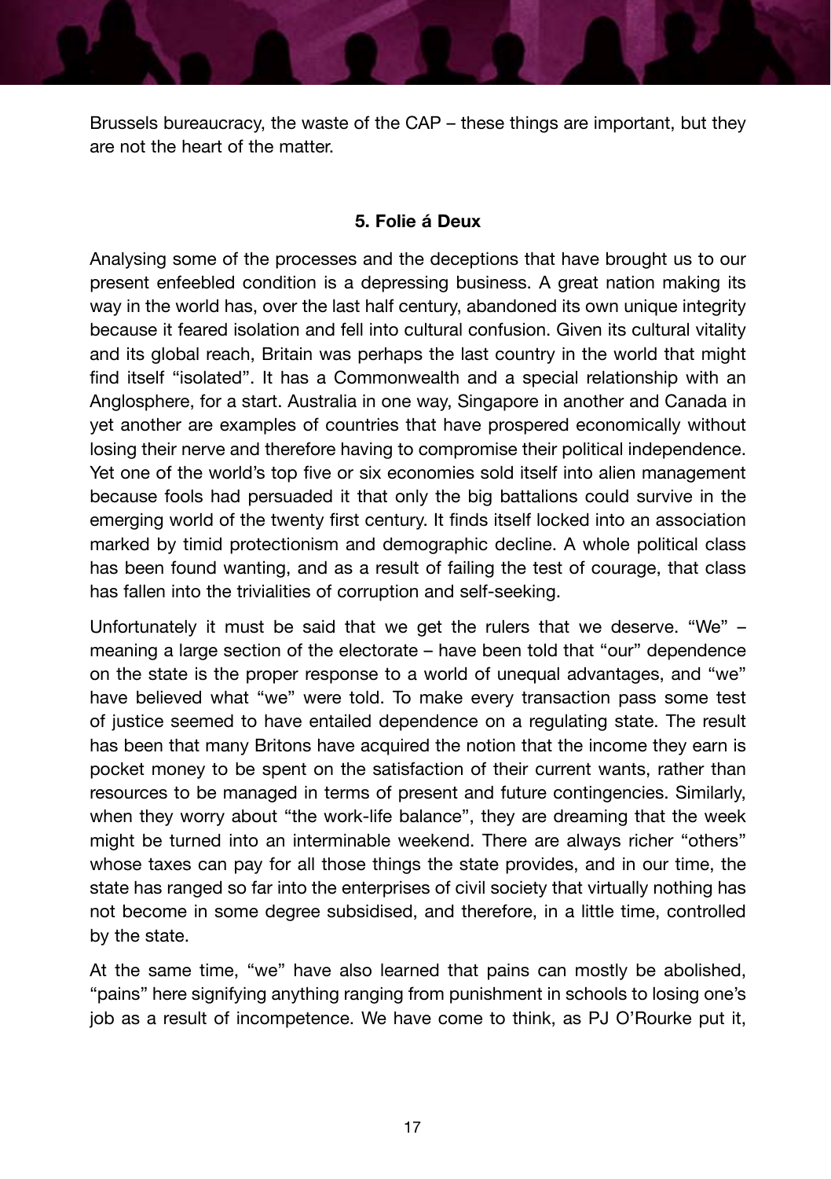Brussels bureaucracy, the waste of the CAP – these things are important, but they are not the heart of the matter.

### 5. Folie á Deux

Analysing some of the processes and the deceptions that have brought us to our present enfeebled condition is a depressing business. A great nation making its way in the world has, over the last half century, abandoned its own unique integrity because it feared isolation and fell into cultural confusion. Given its cultural vitality and its global reach, Britain was perhaps the last country in the world that might find itself "isolated". It has a Commonwealth and a special relationship with an Anglosphere, for a start. Australia in one way, Singapore in another and Canada in yet another are examples of countries that have prospered economically without losing their nerve and therefore having to compromise their political independence. Yet one of the world's top five or six economies sold itself into alien management because fools had persuaded it that only the big battalions could survive in the emerging world of the twenty first century. It finds itself locked into an association marked by timid protectionism and demographic decline. A whole political class has been found wanting, and as a result of failing the test of courage, that class has fallen into the trivialities of corruption and self-seeking.

Unfortunately it must be said that we get the rulers that we deserve. "We" – meaning a large section of the electorate – have been told that "our" dependence on the state is the proper response to a world of unequal advantages, and "we" have believed what "we" were told. To make every transaction pass some test of justice seemed to have entailed dependence on a regulating state. The result has been that many Britons have acquired the notion that the income they earn is pocket money to be spent on the satisfaction of their current wants, rather than resources to be managed in terms of present and future contingencies. Similarly, when they worry about "the work-life balance", they are dreaming that the week might be turned into an interminable weekend. There are always richer "others" whose taxes can pay for all those things the state provides, and in our time, the state has ranged so far into the enterprises of civil society that virtually nothing has not become in some degree subsidised, and therefore, in a little time, controlled by the state.

At the same time, "we" have also learned that pains can mostly be abolished, "pains" here signifying anything ranging from punishment in schools to losing one's job as a result of incompetence. We have come to think, as PJ O'Rourke put it,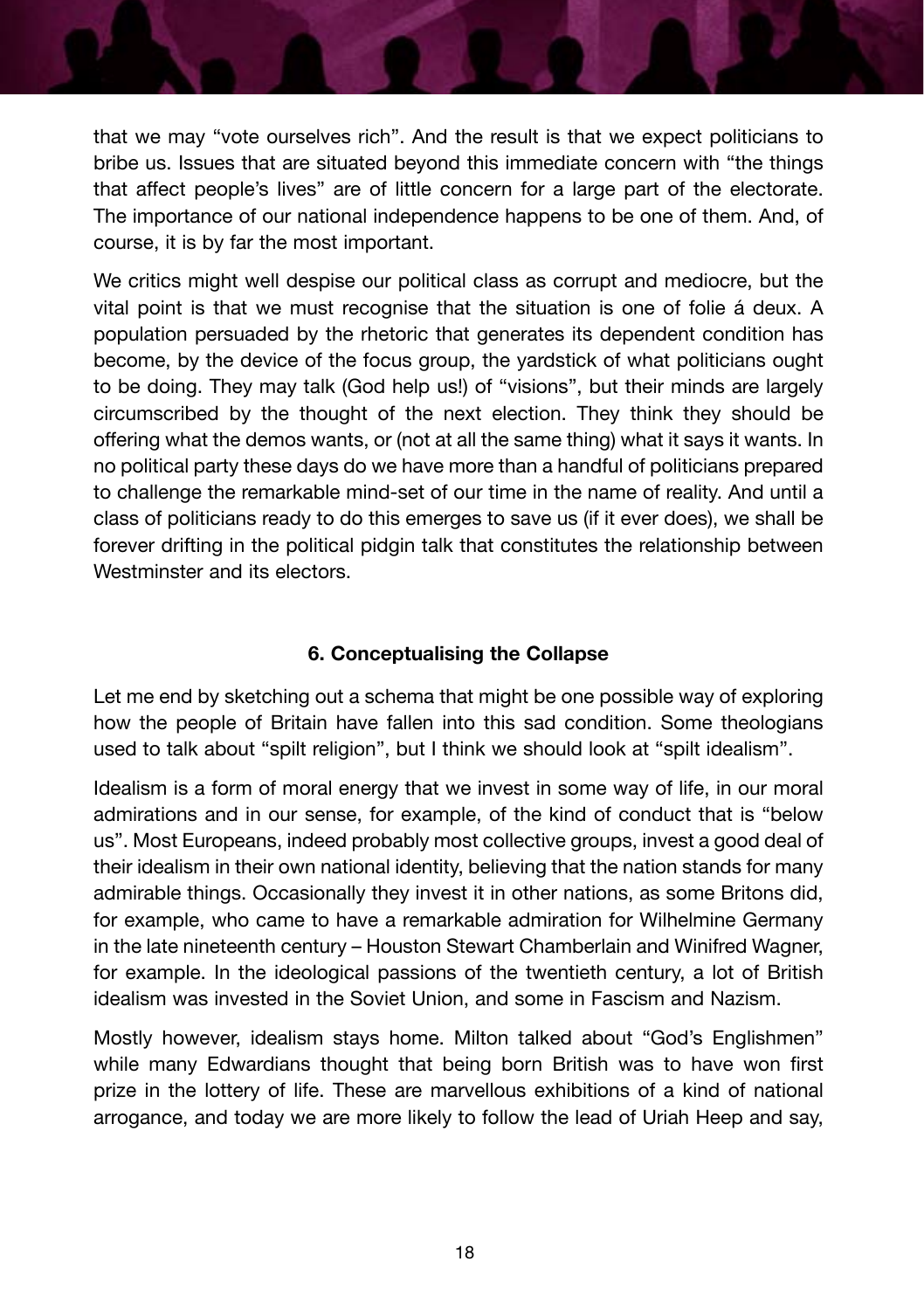that we may "vote ourselves rich". And the result is that we expect politicians to bribe us. Issues that are situated beyond this immediate concern with "the things that affect people's lives" are of little concern for a large part of the electorate. The importance of our national independence happens to be one of them. And, of course, it is by far the most important.

We critics might well despise our political class as corrupt and mediocre, but the vital point is that we must recognise that the situation is one of folie á deux. A population persuaded by the rhetoric that generates its dependent condition has become, by the device of the focus group, the yardstick of what politicians ought to be doing. They may talk (God help us!) of "visions", but their minds are largely circumscribed by the thought of the next election. They think they should be offering what the demos wants, or (not at all the same thing) what it says it wants. In no political party these days do we have more than a handful of politicians prepared to challenge the remarkable mind-set of our time in the name of reality. And until a class of politicians ready to do this emerges to save us (if it ever does), we shall be forever drifting in the political pidgin talk that constitutes the relationship between Westminster and its electors.

## 6. Conceptualising the Collapse

Let me end by sketching out a schema that might be one possible way of exploring how the people of Britain have fallen into this sad condition. Some theologians used to talk about "spilt religion", but I think we should look at "spilt idealism".

Idealism is a form of moral energy that we invest in some way of life, in our moral admirations and in our sense, for example, of the kind of conduct that is "below us". Most Europeans, indeed probably most collective groups, invest a good deal of their idealism in their own national identity, believing that the nation stands for many admirable things. Occasionally they invest it in other nations, as some Britons did, for example, who came to have a remarkable admiration for Wilhelmine Germany in the late nineteenth century – Houston Stewart Chamberlain and Winifred Wagner, for example. In the ideological passions of the twentieth century, a lot of British idealism was invested in the Soviet Union, and some in Fascism and Nazism.

Mostly however, idealism stays home. Milton talked about "God's Englishmen" while many Edwardians thought that being born British was to have won first prize in the lottery of life. These are marvellous exhibitions of a kind of national arrogance, and today we are more likely to follow the lead of Uriah Heep and say,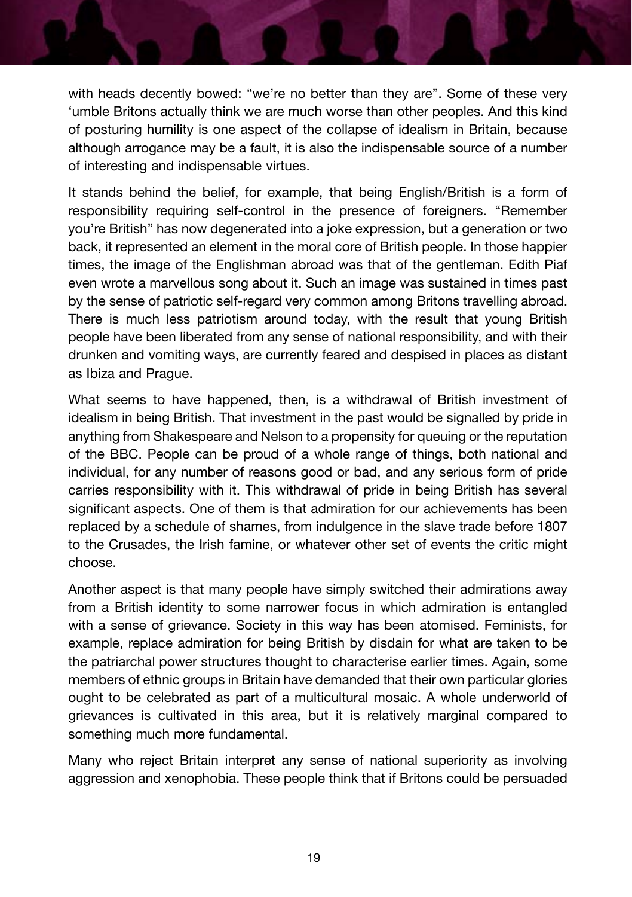with heads decently bowed: "we're no better than they are". Some of these very 'umble Britons actually think we are much worse than other peoples. And this kind of posturing humility is one aspect of the collapse of idealism in Britain, because although arrogance may be a fault, it is also the indispensable source of a number of interesting and indispensable virtues.

It stands behind the belief, for example, that being English/British is a form of responsibility requiring self-control in the presence of foreigners. "Remember you're British" has now degenerated into a joke expression, but a generation or two back, it represented an element in the moral core of British people. In those happier times, the image of the Englishman abroad was that of the gentleman. Edith Piaf even wrote a marvellous song about it. Such an image was sustained in times past by the sense of patriotic self-regard very common among Britons travelling abroad. There is much less patriotism around today, with the result that young British people have been liberated from any sense of national responsibility, and with their drunken and vomiting ways, are currently feared and despised in places as distant as Ibiza and Prague.

What seems to have happened, then, is a withdrawal of British investment of idealism in being British. That investment in the past would be signalled by pride in anything from Shakespeare and Nelson to a propensity for queuing or the reputation of the BBC. People can be proud of a whole range of things, both national and individual, for any number of reasons good or bad, and any serious form of pride carries responsibility with it. This withdrawal of pride in being British has several significant aspects. One of them is that admiration for our achievements has been replaced by a schedule of shames, from indulgence in the slave trade before 1807 to the Crusades, the Irish famine, or whatever other set of events the critic might choose.

Another aspect is that many people have simply switched their admirations away from a British identity to some narrower focus in which admiration is entangled with a sense of grievance. Society in this way has been atomised. Feminists, for example, replace admiration for being British by disdain for what are taken to be the patriarchal power structures thought to characterise earlier times. Again, some members of ethnic groups in Britain have demanded that their own particular glories ought to be celebrated as part of a multicultural mosaic. A whole underworld of grievances is cultivated in this area, but it is relatively marginal compared to something much more fundamental.

Many who reject Britain interpret any sense of national superiority as involving aggression and xenophobia. These people think that if Britons could be persuaded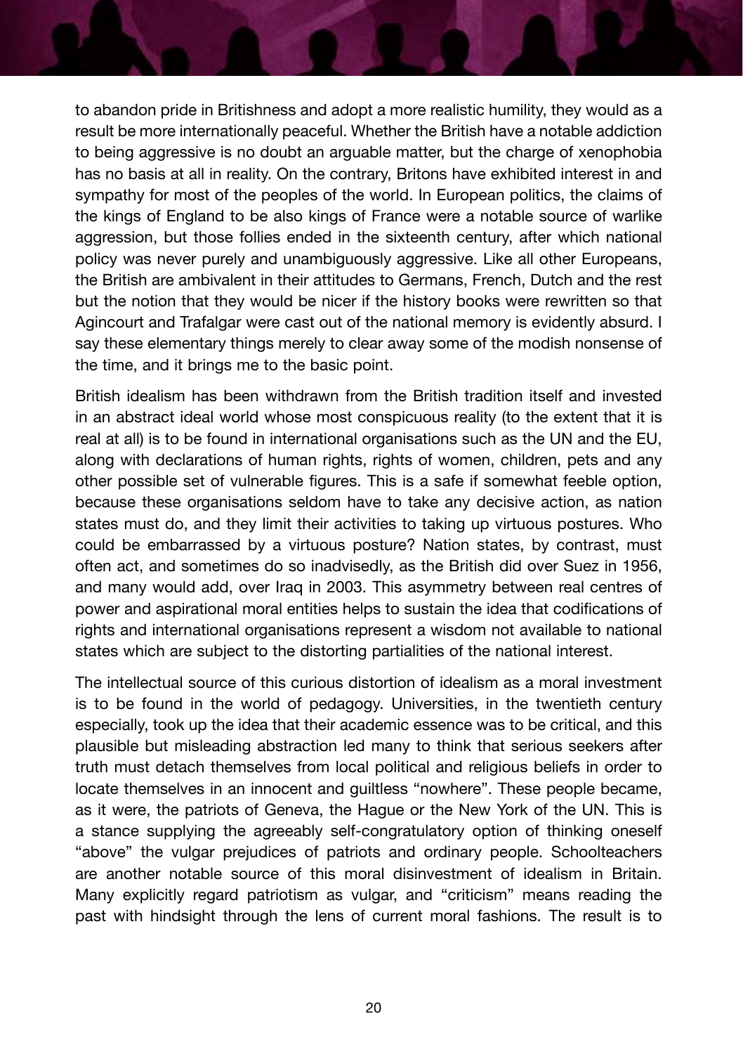to abandon pride in Britishness and adopt a more realistic humility, they would as a result be more internationally peaceful. Whether the British have a notable addiction to being aggressive is no doubt an arguable matter, but the charge of xenophobia has no basis at all in reality. On the contrary, Britons have exhibited interest in and sympathy for most of the peoples of the world. In European politics, the claims of the kings of England to be also kings of France were a notable source of warlike aggression, but those follies ended in the sixteenth century, after which national policy was never purely and unambiguously aggressive. Like all other Europeans, the British are ambivalent in their attitudes to Germans, French, Dutch and the rest but the notion that they would be nicer if the history books were rewritten so that Agincourt and Trafalgar were cast out of the national memory is evidently absurd. I say these elementary things merely to clear away some of the modish nonsense of the time, and it brings me to the basic point.

British idealism has been withdrawn from the British tradition itself and invested in an abstract ideal world whose most conspicuous reality (to the extent that it is real at all) is to be found in international organisations such as the UN and the EU, along with declarations of human rights, rights of women, children, pets and any other possible set of vulnerable figures. This is a safe if somewhat feeble option, because these organisations seldom have to take any decisive action, as nation states must do, and they limit their activities to taking up virtuous postures. Who could be embarrassed by a virtuous posture? Nation states, by contrast, must often act, and sometimes do so inadvisedly, as the British did over Suez in 1956, and many would add, over Iraq in 2003. This asymmetry between real centres of power and aspirational moral entities helps to sustain the idea that codifications of rights and international organisations represent a wisdom not available to national states which are subject to the distorting partialities of the national interest.

The intellectual source of this curious distortion of idealism as a moral investment is to be found in the world of pedagogy. Universities, in the twentieth century especially, took up the idea that their academic essence was to be critical, and this plausible but misleading abstraction led many to think that serious seekers after truth must detach themselves from local political and religious beliefs in order to locate themselves in an innocent and guiltless "nowhere". These people became, as it were, the patriots of Geneva, the Hague or the New York of the UN. This is a stance supplying the agreeably self-congratulatory option of thinking oneself "above" the vulgar prejudices of patriots and ordinary people. Schoolteachers are another notable source of this moral disinvestment of idealism in Britain. Many explicitly regard patriotism as vulgar, and "criticism" means reading the past with hindsight through the lens of current moral fashions. The result is to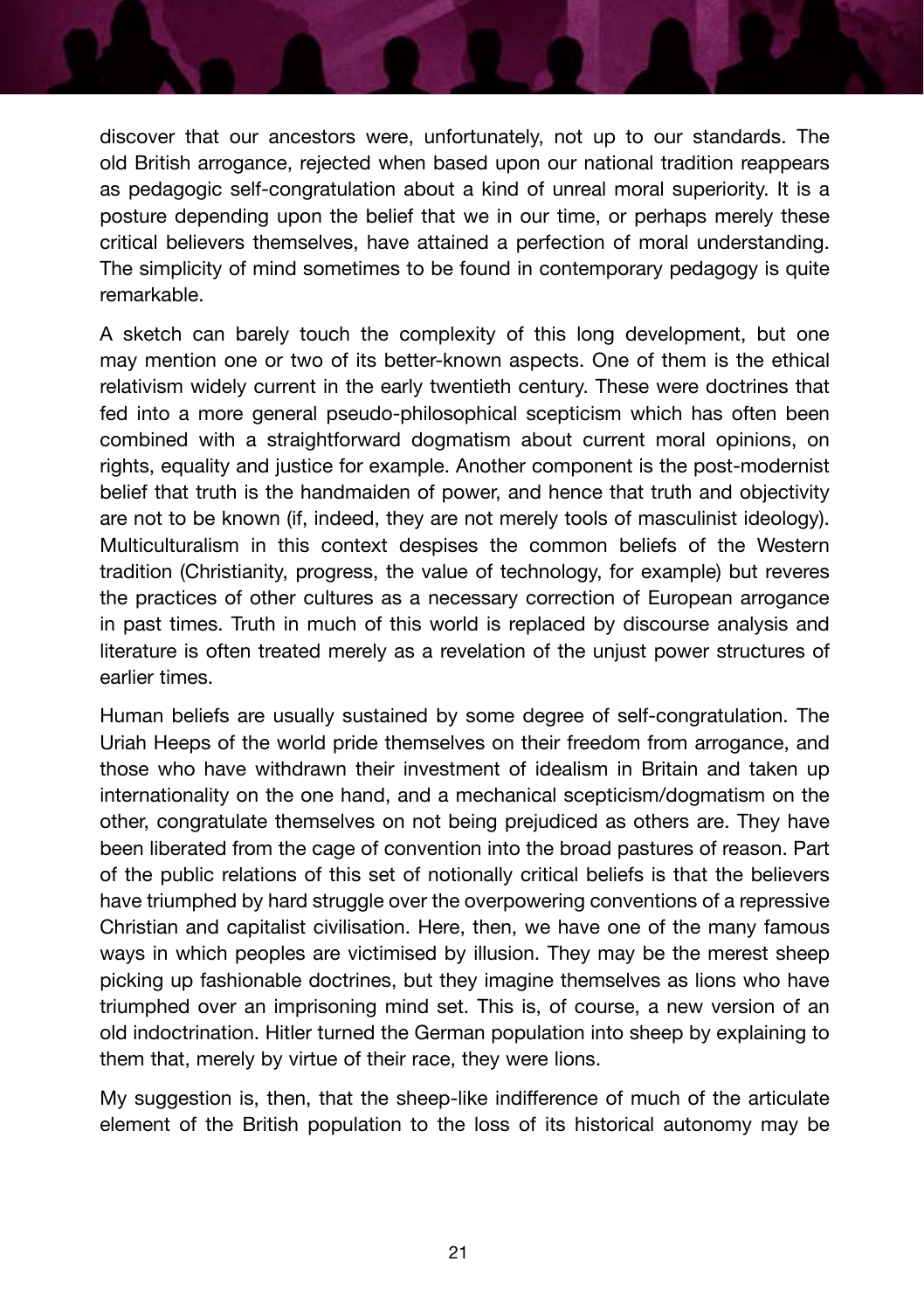discover that our ancestors were, unfortunately, not up to our standards. The old British arrogance, rejected when based upon our national tradition reappears as pedagogic self-congratulation about a kind of unreal moral superiority. It is a posture depending upon the belief that we in our time, or perhaps merely these critical believers themselves, have attained a perfection of moral understanding. The simplicity of mind sometimes to be found in contemporary pedagogy is quite remarkable.

A sketch can barely touch the complexity of this long development, but one may mention one or two of its better-known aspects. One of them is the ethical relativism widely current in the early twentieth century. These were doctrines that fed into a more general pseudo-philosophical scepticism which has often been combined with a straightforward dogmatism about current moral opinions, on rights, equality and justice for example. Another component is the post-modernist belief that truth is the handmaiden of power, and hence that truth and objectivity are not to be known (if, indeed, they are not merely tools of masculinist ideology). Multiculturalism in this context despises the common beliefs of the Western tradition (Christianity, progress, the value of technology, for example) but reveres the practices of other cultures as a necessary correction of European arrogance in past times. Truth in much of this world is replaced by discourse analysis and literature is often treated merely as a revelation of the unjust power structures of earlier times.

Human beliefs are usually sustained by some degree of self-congratulation. The Uriah Heeps of the world pride themselves on their freedom from arrogance, and those who have withdrawn their investment of idealism in Britain and taken up internationality on the one hand, and a mechanical scepticism/dogmatism on the other, congratulate themselves on not being prejudiced as others are. They have been liberated from the cage of convention into the broad pastures of reason. Part of the public relations of this set of notionally critical beliefs is that the believers have triumphed by hard struggle over the overpowering conventions of a repressive Christian and capitalist civilisation. Here, then, we have one of the many famous ways in which peoples are victimised by illusion. They may be the merest sheep picking up fashionable doctrines, but they imagine themselves as lions who have triumphed over an imprisoning mind set. This is, of course, a new version of an old indoctrination. Hitler turned the German population into sheep by explaining to them that, merely by virtue of their race, they were lions.

My suggestion is, then, that the sheep-like indifference of much of the articulate element of the British population to the loss of its historical autonomy may be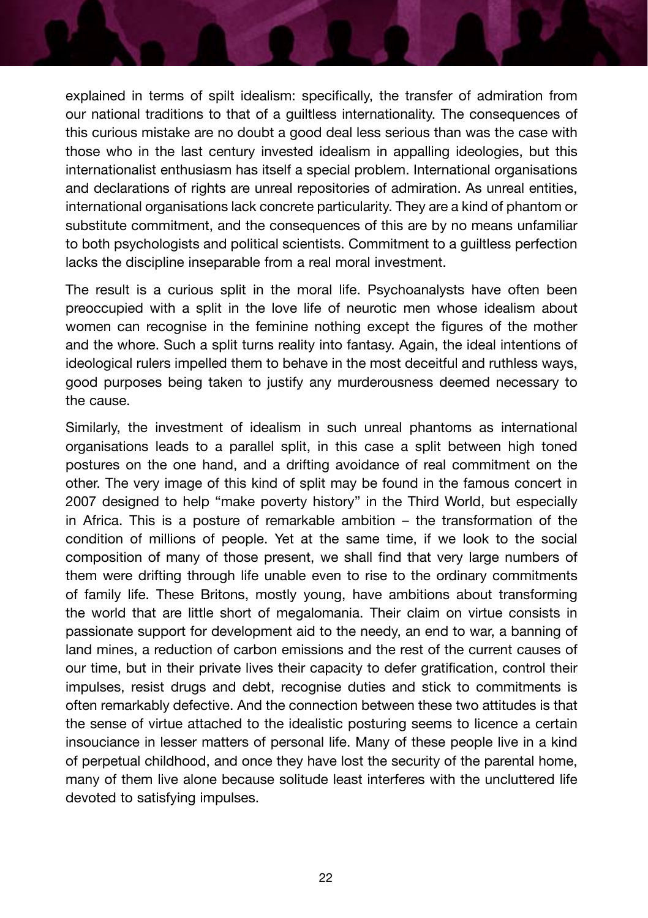explained in terms of spilt idealism: specifically, the transfer of admiration from our national traditions to that of a guiltless internationality. The consequences of this curious mistake are no doubt a good deal less serious than was the case with those who in the last century invested idealism in appalling ideologies, but this internationalist enthusiasm has itself a special problem. International organisations and declarations of rights are unreal repositories of admiration. As unreal entities, international organisations lack concrete particularity. They are a kind of phantom or substitute commitment, and the consequences of this are by no means unfamiliar to both psychologists and political scientists. Commitment to a guiltless perfection lacks the discipline inseparable from a real moral investment.

The result is a curious split in the moral life. Psychoanalysts have often been preoccupied with a split in the love life of neurotic men whose idealism about women can recognise in the feminine nothing except the figures of the mother and the whore. Such a split turns reality into fantasy. Again, the ideal intentions of ideological rulers impelled them to behave in the most deceitful and ruthless ways, good purposes being taken to justify any murderousness deemed necessary to the cause.

Similarly, the investment of idealism in such unreal phantoms as international organisations leads to a parallel split, in this case a split between high toned postures on the one hand, and a drifting avoidance of real commitment on the other. The very image of this kind of split may be found in the famous concert in 2007 designed to help "make poverty history" in the Third World, but especially in Africa. This is a posture of remarkable ambition – the transformation of the condition of millions of people. Yet at the same time, if we look to the social composition of many of those present, we shall find that very large numbers of them were drifting through life unable even to rise to the ordinary commitments of family life. These Britons, mostly young, have ambitions about transforming the world that are little short of megalomania. Their claim on virtue consists in passionate support for development aid to the needy, an end to war, a banning of land mines, a reduction of carbon emissions and the rest of the current causes of our time, but in their private lives their capacity to defer gratification, control their impulses, resist drugs and debt, recognise duties and stick to commitments is often remarkably defective. And the connection between these two attitudes is that the sense of virtue attached to the idealistic posturing seems to licence a certain insouciance in lesser matters of personal life. Many of these people live in a kind of perpetual childhood, and once they have lost the security of the parental home, many of them live alone because solitude least interferes with the uncluttered life devoted to satisfying impulses.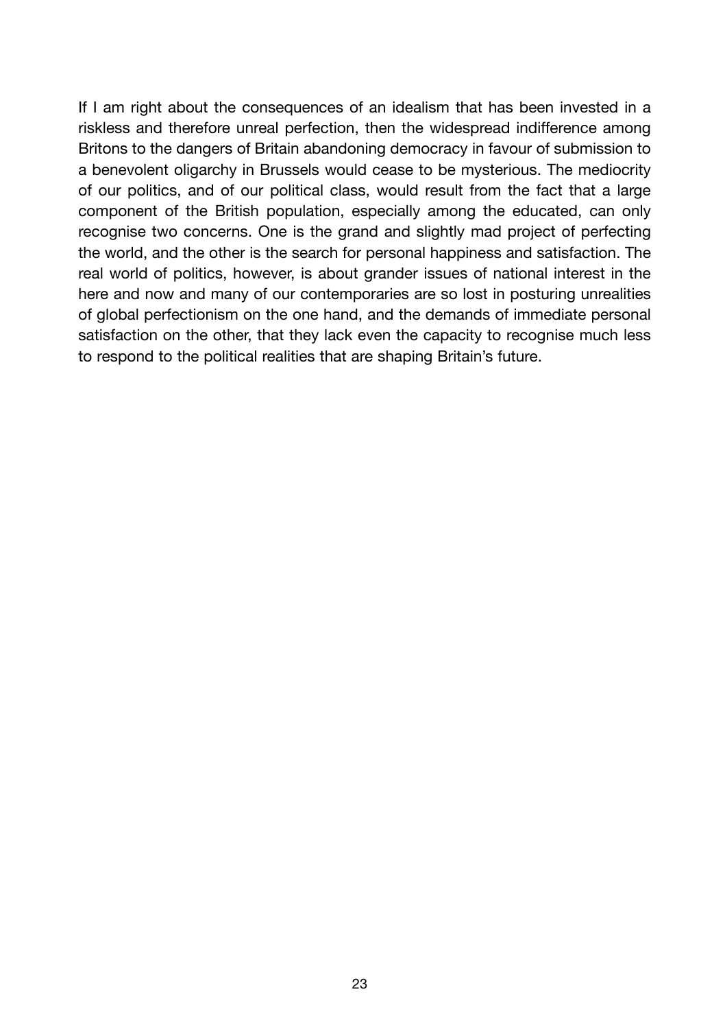If I am right about the consequences of an idealism that has been invested in a riskless and therefore unreal perfection, then the widespread indifference among Britons to the dangers of Britain abandoning democracy in favour of submission to a benevolent oligarchy in Brussels would cease to be mysterious. The mediocrity of our politics, and of our political class, would result from the fact that a large component of the British population, especially among the educated, can only recognise two concerns. One is the grand and slightly mad project of perfecting the world, and the other is the search for personal happiness and satisfaction. The real world of politics, however, is about grander issues of national interest in the here and now and many of our contemporaries are so lost in posturing unrealities of global perfectionism on the one hand, and the demands of immediate personal satisfaction on the other, that they lack even the capacity to recognise much less to respond to the political realities that are shaping Britain's future.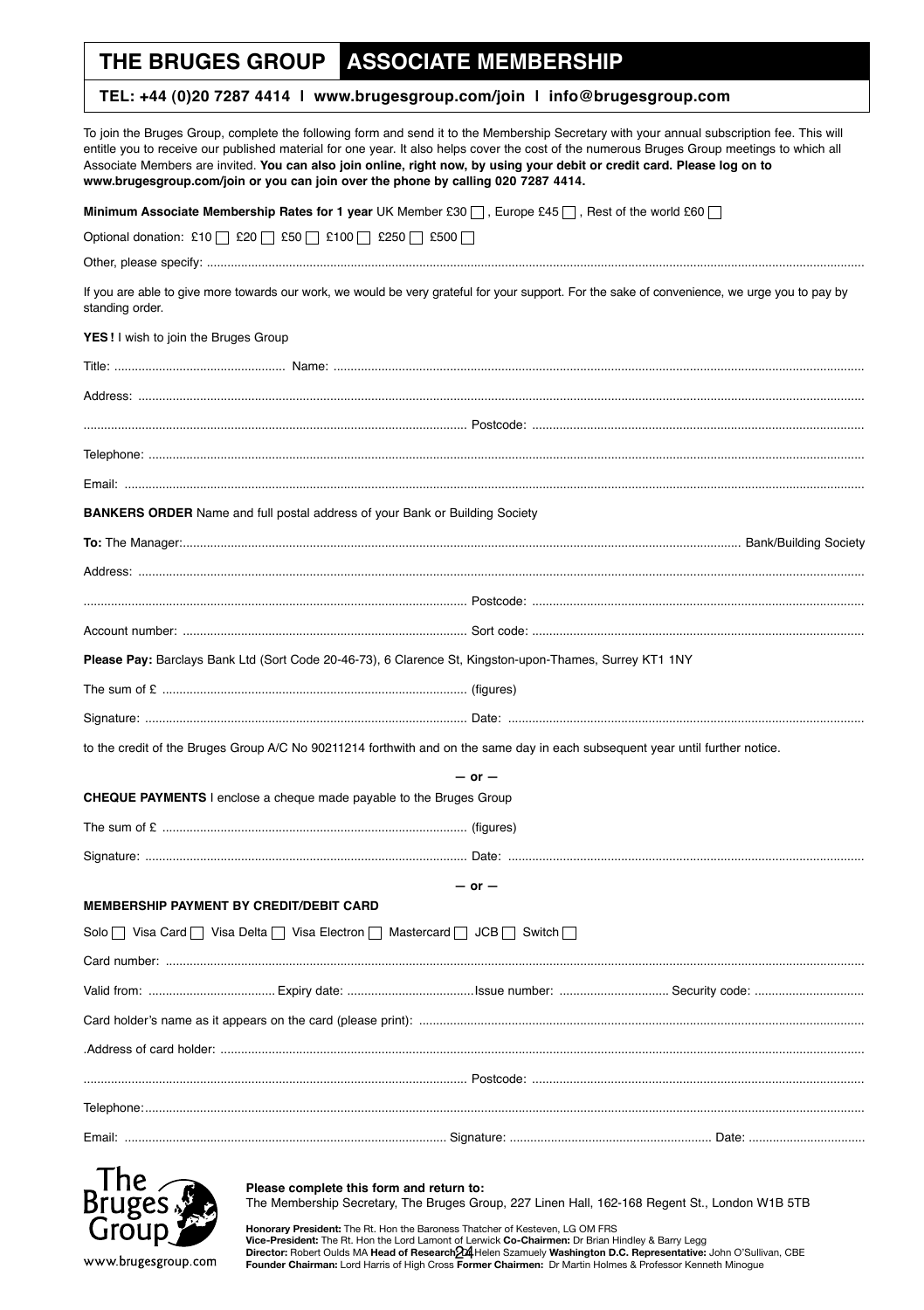# THE BRUGES GROUP ASSOCIATE MEMBERSHIP

**TEL: +44 (0)20 7287 4414 | www.brugesgroup.com/join | info@brugesgroup.com**

To join the Bruges Group, complete the following form and send it to the Membership Secretary with your annual subscription fee. This will entitle you to receive our published material for one year. It also helps cover the cost of the numerous Bruges Group meetings to which all Associate Members are invited. **You can also join online, right now, by using your debit or credit card. Please log on to www.brugesgroup.com/join or you can join over the phone by calling 020 7287 4414.**

**Minimum Associate Membership Rates for 1 year** UK Member £30 ☐ , Europe £45 ☐ , Rest of the world £60 ☐

Optional donation: £10 ☐ £20 ☐ £50 ☐ £100 ☐ £250 ☐ £500 ☐

Other, please specify: ..........

If you are able to give more towards our work, we would be very grateful for your support. For the sake of convenience, we urge you to pay by standing order.

**YES !** I wish to join the Bruges Group

Title: .......... Name: ..........

Address: ..........

.......... Postcode: ..........

Telephone: ..........

Email: ..........

**BANKERS ORDER** Name and full postal address of your Bank or Building Society

**To:** The Manager: .......... Bank/Building Society

Address: ..........

.......... Postcode: ..........

Account number: .......... Sort code: ..........

**Please Pay:** Barclays Bank Ltd (Sort Code 20-46-73), 6 Clarence St, Kingston-upon-Thames, Surrey KT1 1NY

The sum of £ .......... (figures)

Signature: .......... Date: ..........

to the credit of the Bruges Group A/C No 90211214 forthwith and on the same day in each subsequent year until further notice.

— or —

**CHEQUE PAYMENTS** I enclose a cheque made payable to the Bruges Group

The sum of £ .......... (figures)

Signature: .......... Date: ..........

— or —

**MEMBERSHIP PAYMENT BY CREDIT/DEBIT CARD**

Solo ☐ Visa Card ☐ Visa Delta ☐ Visa Electron ☐ Mastercard ☐ JCB ☐ Switch ☐

Card number: ..........

Valid from: .......... Expiry date: .......... Issue number: .......... Security code: ..........

Card holder's name as it appears on the card (please print): ..........

.Address of card holder: ..........

.......... Postcode: ..........

Telephone: ..........

Email: .......... Signature: .......... Date: ..........

The Bruges Group

www.brugesgroup.com

**Please complete this form and return to:**
The Membership Secretary, The Bruges Group, 227 Linen Hall, 162-168 Regent St., London W1B 5TB

**Honorary President:** The Rt. Hon the Baroness Thatcher of Kesteven, LG OM FRS
**Vice-President:** The Rt. Hon the Lord Lamont of Lerwick **Co-Chairmen:** Dr Brian Hindley & Barry Legg
**Director:** Robert Oulds MA **Head of Research:** Helen Szamuely **Washington D.C. Representative:** John O'Sullivan, CBE
**Founder Chairman:** Lord Harris of High Cross **Former Chairmen:** Dr Martin Holmes & Professor Kenneth Minogue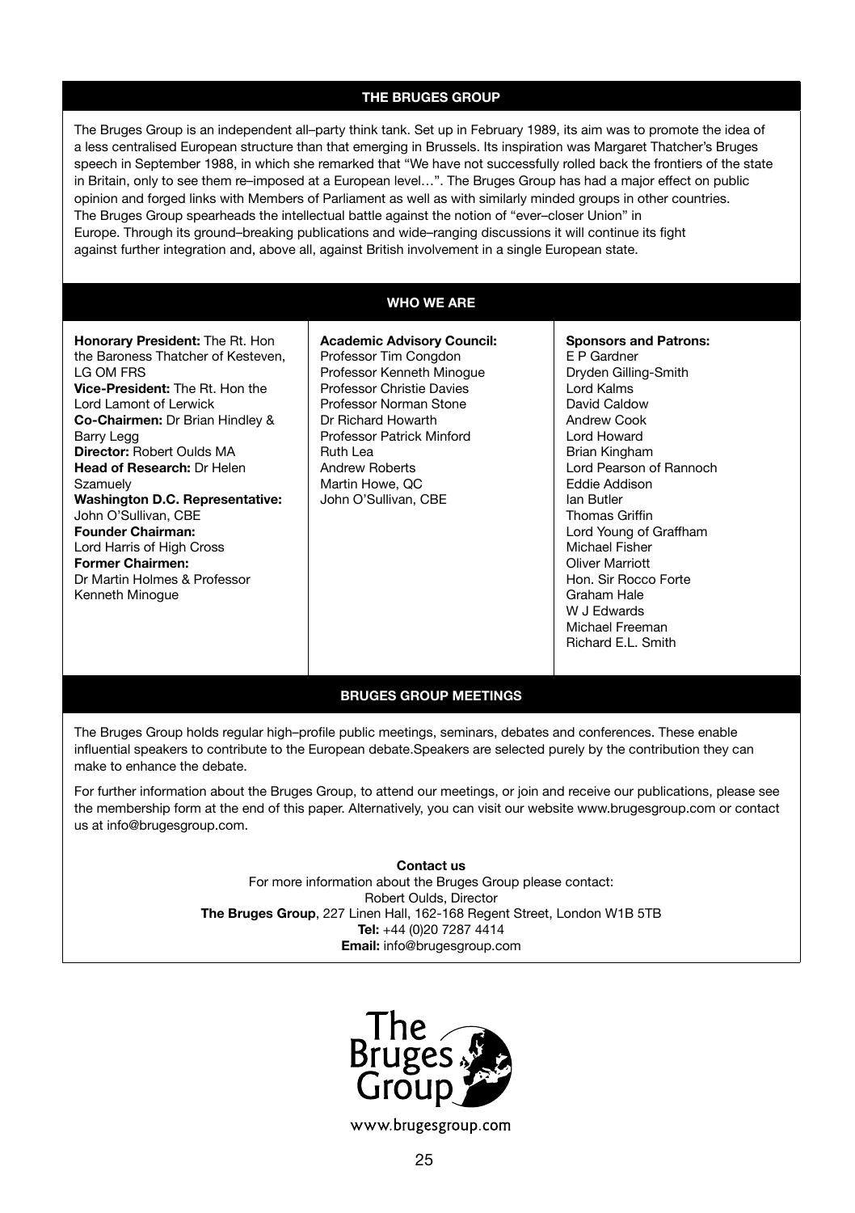## THE BRUGES GROUP

The Bruges Group is an independent all–party think tank. Set up in February 1989, its aim was to promote the idea of a less centralised European structure than that emerging in Brussels. Its inspiration was Margaret Thatcher's Bruges speech in September 1988, in which she remarked that "We have not successfully rolled back the frontiers of the state in Britain, only to see them re–imposed at a European level…". The Bruges Group has had a major effect on public opinion and forged links with Members of Parliament as well as with similarly minded groups in other countries. The Bruges Group spearheads the intellectual battle against the notion of "ever–closer Union" in Europe. Through its ground–breaking publications and wide–ranging discussions it will continue its fight against further integration and, above all, against British involvement in a single European state.

## WHO WE ARE

**Honorary President:** The Rt. Hon the Baroness Thatcher of Kesteven, LG OM FRS
**Vice-President:** The Rt. Hon the Lord Lamont of Lerwick
**Co-Chairmen:** Dr Brian Hindley & Barry Legg
**Director:** Robert Oulds MA
**Head of Research:** Dr Helen Szamuely
**Washington D.C. Representative:** John O'Sullivan, CBE
**Founder Chairman:** Lord Harris of High Cross
**Former Chairmen:** Dr Martin Holmes & Professor Kenneth Minogue

**Academic Advisory Council:**
Professor Tim Congdon
Professor Kenneth Minogue
Professor Christie Davies
Professor Norman Stone
Dr Richard Howarth
Professor Patrick Minford
Ruth Lea
Andrew Roberts
Martin Howe, QC
John O'Sullivan, CBE

**Sponsors and Patrons:**
E P Gardner
Dryden Gilling-Smith
Lord Kalms
David Caldow
Andrew Cook
Lord Howard
Brian Kingham
Lord Pearson of Rannoch
Eddie Addison
Ian Butler
Thomas Griffin
Lord Young of Graffham
Michael Fisher
Oliver Marriott
Hon. Sir Rocco Forte
Graham Hale
W J Edwards
Michael Freeman
Richard E.L. Smith

## BRUGES GROUP MEETINGS

The Bruges Group holds regular high–profile public meetings, seminars, debates and conferences. These enable influential speakers to contribute to the European debate.Speakers are selected purely by the contribution they can make to enhance the debate.

For further information about the Bruges Group, to attend our meetings, or join and receive our publications, please see the membership form at the end of this paper. Alternatively, you can visit our website www.brugesgroup.com or contact us at info@brugesgroup.com.

**Contact us**
For more information about the Bruges Group please contact:
Robert Oulds, Director
**The Bruges Group**, 227 Linen Hall, 162-168 Regent Street, London W1B 5TB
**Tel:** +44 (0)20 7287 4414
**Email:** info@brugesgroup.com

The Bruges Group

www.brugesgroup.com